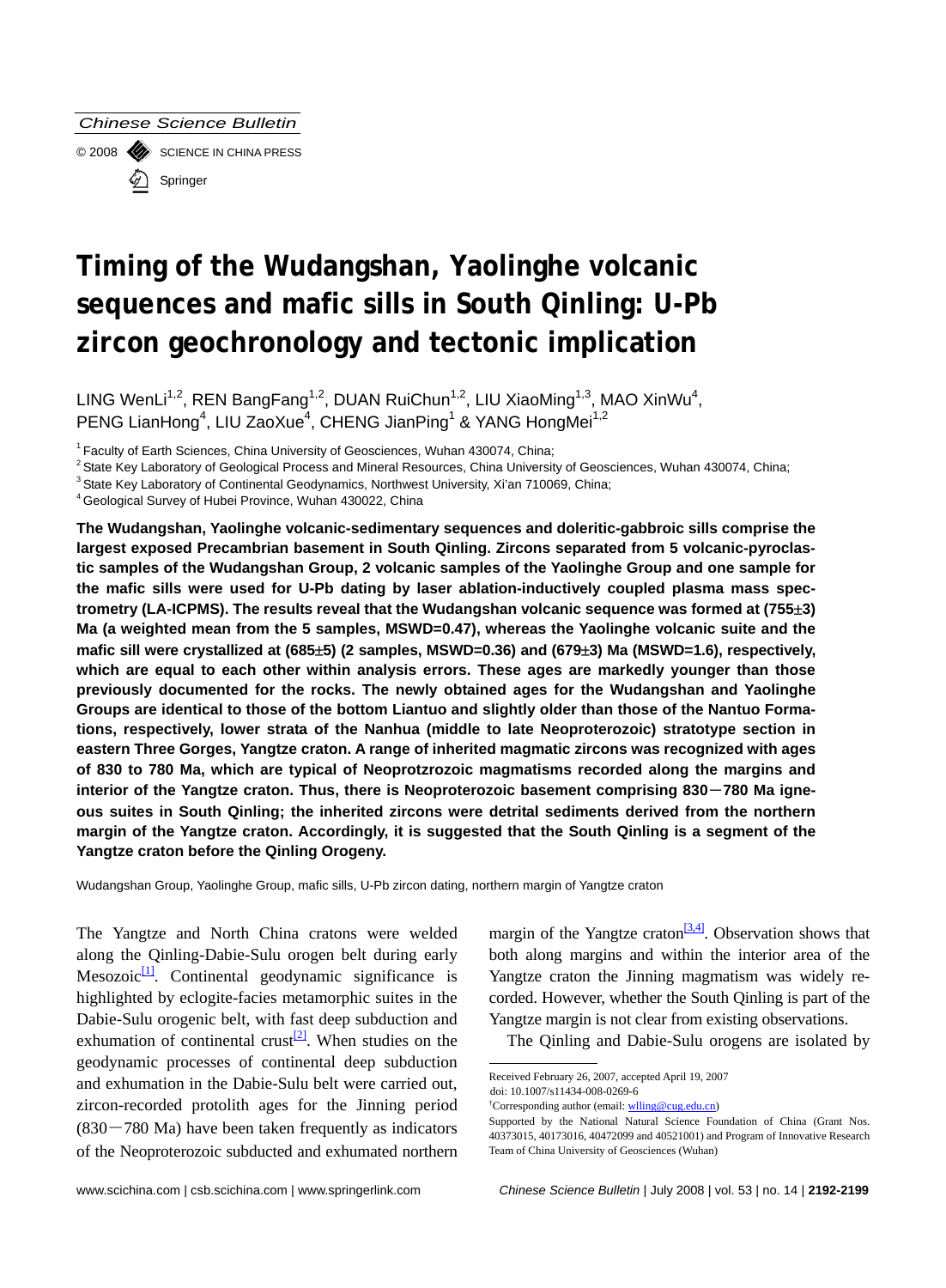# Timing of the Wudangshan, Yaolinghe volcanic sequences and mafic sills in South Qinling: U-Pb zircon geochronology and tectonic implication

LING WenLi[1,2], REN BangFang[1,2], DUAN RuiChun[1,2], LIU XiaoMing[1,3], MAO XinWu[4], PENG LianHong[4], LIU ZaoXue[4], CHENG JianPing[1] & YANG HongMei[1,2]

[1] Faculty of Earth Sciences, China University of Geosciences, Wuhan 430074, China;
[2] State Key Laboratory of Geological Process and Mineral Resources, China University of Geosciences, Wuhan 430074, China;
[3] State Key Laboratory of Continental Geodynamics, Northwest University, Xi'an 710069, China;
[4] Geological Survey of Hubei Province, Wuhan 430022, China

**The Wudangshan, Yaolinghe volcanic-sedimentary sequences and doleritic-gabbroic sills comprise the largest exposed Precambrian basement in South Qinling. Zircons separated from 5 volcanic-pyroclastic samples of the Wudangshan Group, 2 volcanic samples of the Yaolinghe Group and one sample for the mafic sills were used for U-Pb dating by laser ablation-inductively coupled plasma mass spectrometry (LA-ICPMS). The results reveal that the Wudangshan volcanic sequence was formed at (755±3) Ma (a weighted mean from the 5 samples, MSWD=0.47), whereas the Yaolinghe volcanic suite and the mafic sill were crystallized at (685±5) (2 samples, MSWD=0.36) and (679±3) Ma (MSWD=1.6), respectively, which are equal to each other within analysis errors. These ages are markedly younger than those previously documented for the rocks. The newly obtained ages for the Wudangshan and Yaolinghe Groups are identical to those of the bottom Liantuo and slightly older than those of the Nantuo Formations, respectively, lower strata of the Nanhua (middle to late Neoproterozoic) stratotype section in eastern Three Gorges, Yangtze craton. A range of inherited magmatic zircons was recognized with ages of 830 to 780 Ma, which are typical of Neoprotzrozoic magmatisms recorded along the margins and interior of the Yangtze craton. Thus, there is Neoproterozoic basement comprising 830－780 Ma igneous suites in South Qinling; the inherited zircons were detrital sediments derived from the northern margin of the Yangtze craton. Accordingly, it is suggested that the South Qinling is a segment of the Yangtze craton before the Qinling Orogeny.**

Wudangshan Group, Yaolinghe Group, mafic sills, U-Pb zircon dating, northern margin of Yangtze craton

The Yangtze and North China cratons were welded along the Qinling-Dabie-Sulu orogen belt during early Mesozoic[1]. Continental geodynamic significance is highlighted by eclogite-facies metamorphic suites in the Dabie-Sulu orogenic belt, with fast deep subduction and exhumation of continental crust[2]. When studies on the geodynamic processes of continental deep subduction and exhumation in the Dabie-Sulu belt were carried out, zircon-recorded protolith ages for the Jinning period (830－780 Ma) have been taken frequently as indicators of the Neoproterozoic subducted and exhumated northern margin of the Yangtze craton[3,4]. Observation shows that both along margins and within the interior area of the Yangtze craton the Jinning magmatism was widely recorded. However, whether the South Qinling is part of the Yangtze margin is not clear from existing observations.

The Qinling and Dabie-Sulu orogens are isolated by

---

Received February 26, 2007, accepted April 19, 2007
doi: 10.1007/s11434-008-0269-6
†Corresponding author (email: wlling@cug.edu.cn)
Supported by the National Natural Science Foundation of China (Grant Nos. 40373015, 40173016, 40472099 and 40521001) and Program of Innovative Research Team of China University of Geosciences (Wuhan)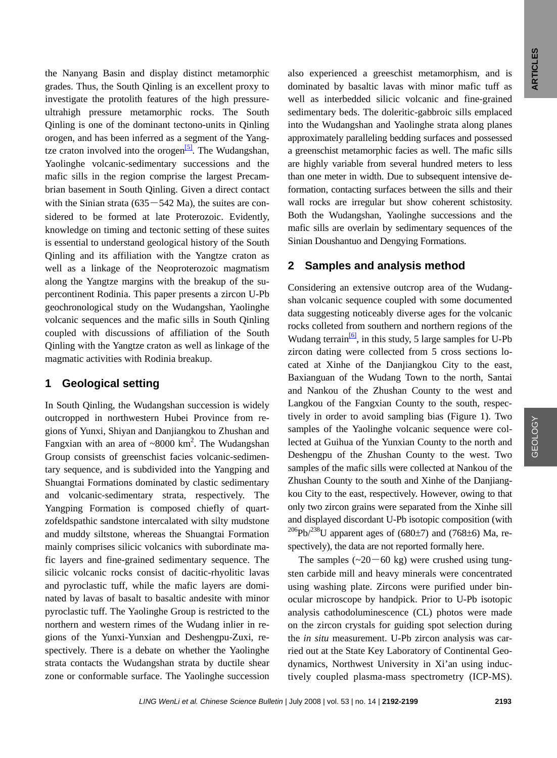the Nanyang Basin and display distinct metamorphic grades. Thus, the South Qinling is an excellent proxy to investigate the protolith features of the high pressure-ultrahigh pressure metamorphic rocks. The South Qinling is one of the dominant tectono-units in Qinling orogen, and has been inferred as a segment of the Yangtze craton involved into the orogen[5]. The Wudangshan, Yaolinghe volcanic-sedimentary successions and the mafic sills in the region comprise the largest Precambrian basement in South Qinling. Given a direct contact with the Sinian strata (635－542 Ma), the suites are considered to be formed at late Proterozoic. Evidently, knowledge on timing and tectonic setting of these suites is essential to understand geological history of the South Qinling and its affiliation with the Yangtze craton as well as a linkage of the Neoproterozoic magmatism along the Yangtze margins with the breakup of the supercontinent Rodinia. This paper presents a zircon U-Pb geochronological study on the Wudangshan, Yaolinghe volcanic sequences and the mafic sills in South Qinling coupled with discussions of affiliation of the South Qinling with the Yangtze craton as well as linkage of the magmatic activities with Rodinia breakup.

## 1 Geological setting

In South Qinling, the Wudangshan succession is widely outcropped in northwestern Hubei Province from regions of Yunxi, Shiyan and Danjiangkou to Zhushan and Fangxian with an area of ~8000 km$^2$. The Wudangshan Group consists of greenschist facies volcanic-sedimentary sequence, and is subdivided into the Yangping and Shuangtai Formations dominated by clastic sedimentary and volcanic-sedimentary strata, respectively. The Yangping Formation is composed chiefly of quartzofeldspathic sandstone intercalated with silty mudstone and muddy siltstone, whereas the Shuangtai Formation mainly comprises silicic volcanics with subordinate mafic layers and fine-grained sedimentary sequence. The silicic volcanic rocks consist of dacitic-rhyolitic lavas and pyroclastic tuff, while the mafic layers are dominated by lavas of basalt to basaltic andesite with minor pyroclastic tuff. The Yaolinghe Group is restricted to the northern and western rimes of the Wudang inlier in regions of the Yunxi-Yunxian and Deshengpu-Zuxi, respectively. There is a debate on whether the Yaolinghe strata contacts the Wudangshan strata by ductile shear zone or conformable surface. The Yaolinghe succession also experienced a greeschist metamorphism, and is dominated by basaltic lavas with minor mafic tuff as well as interbedded silicic volcanic and fine-grained sedimentary beds. The doleritic-gabbroic sills emplaced into the Wudangshan and Yaolinghe strata along planes approximately paralleling bedding surfaces and possessed a greenschist metamorphic facies as well. The mafic sills are highly variable from several hundred meters to less than one meter in width. Due to subsequent intensive deformation, contacting surfaces between the sills and their wall rocks are irregular but show coherent schistosity. Both the Wudangshan, Yaolinghe successions and the mafic sills are overlain by sedimentary sequences of the Sinian Doushantuo and Dengying Formations.

## 2 Samples and analysis method

Considering an extensive outcrop area of the Wudangshan volcanic sequence coupled with some documented data suggesting noticeably diverse ages for the volcanic rocks colleted from southern and northern regions of the Wudang terrain[6], in this study, 5 large samples for U-Pb zircon dating were collected from 5 cross sections located at Xinhe of the Danjiangkou City to the east, Baxianguan of the Wudang Town to the north, Santai and Nankou of the Zhushan County to the west and Langkou of the Fangxian County to the south, respectively in order to avoid sampling bias (Figure 1). Two samples of the Yaolinghe volcanic sequence were collected at Guihua of the Yunxian County to the north and Deshengpu of the Zhushan County to the west. Two samples of the mafic sills were collected at Nankou of the Zhushan County to the south and Xinhe of the Danjiangkou City to the east, respectively. However, owing to that only two zircon grains were separated from the Xinhe sill and displayed discordant U-Pb isotopic composition (with $^{206}$Pb/$^{238}$U apparent ages of (680±7) and (768±6) Ma, respectively), the data are not reported formally here.

The samples (~20－60 kg) were crushed using tungsten carbide mill and heavy minerals were concentrated using washing plate. Zircons were purified under binocular microscope by handpick. Prior to U-Pb isotopic analysis cathodoluminescence (CL) photos were made on the zircon crystals for guiding spot selection during the *in situ* measurement. U-Pb zircon analysis was carried out at the State Key Laboratory of Continental Geodynamics, Northwest University in Xi'an using inductively coupled plasma-mass spectrometry (ICP-MS).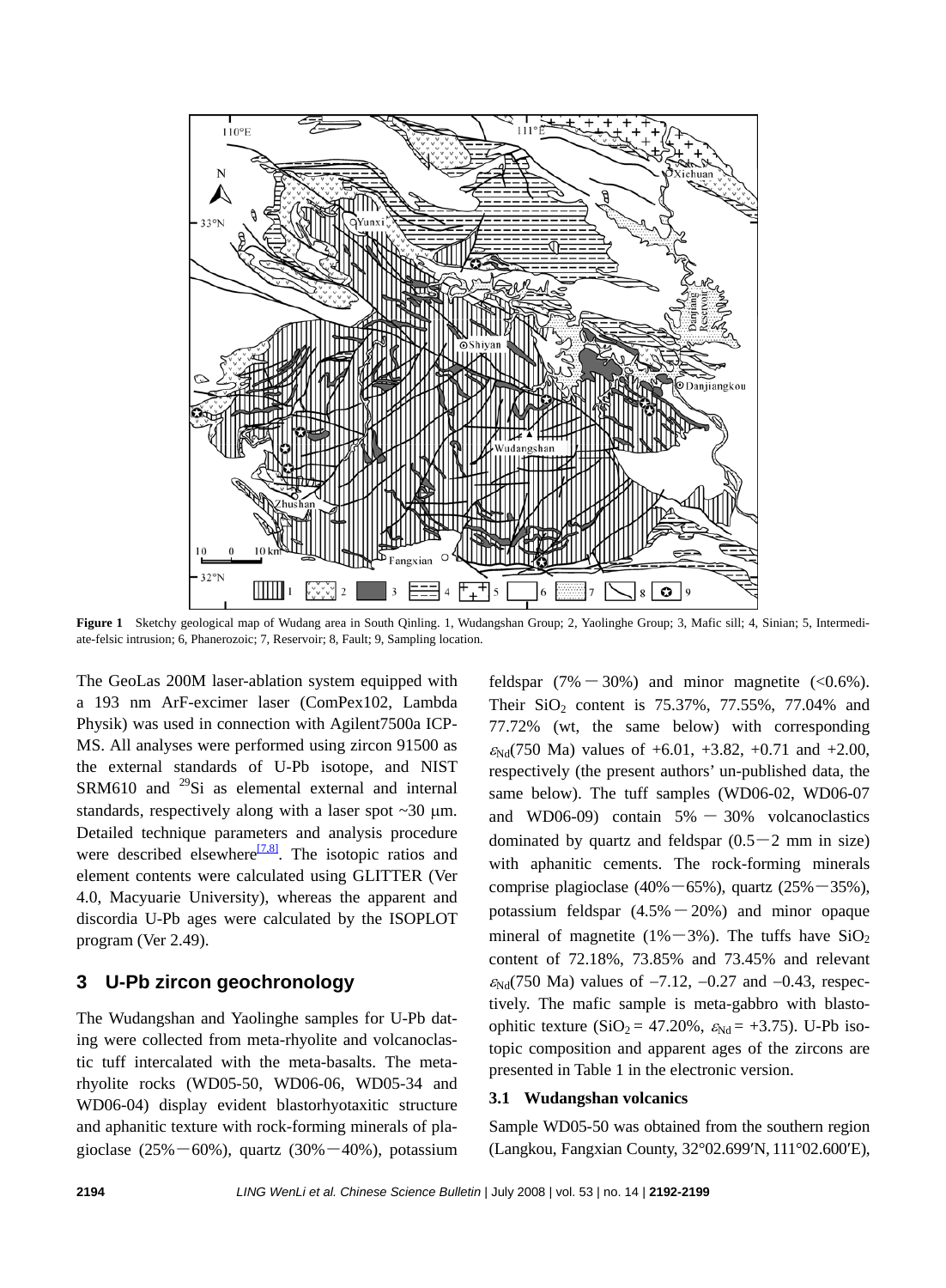**Figure 1** Sketchy geological map of Wudang area in South Qinling. 1, Wudangshan Group; 2, Yaolinghe Group; 3, Mafic sill; 4, Sinian; 5, Intermediate-felsic intrusion; 6, Phanerozoic; 7, Reservoir; 8, Fault; 9, Sampling location.

The GeoLas 200M laser-ablation system equipped with a 193 nm ArF-excimer laser (ComPex102, Lambda Physik) was used in connection with Agilent7500a ICP-MS. All analyses were performed using zircon 91500 as the external standards of U-Pb isotope, and NIST SRM610 and $^{29}$Si as elemental external and internal standards, respectively along with a laser spot ~30 μm. Detailed technique parameters and analysis procedure were described elsewhere[7,8]. The isotopic ratios and element contents were calculated using GLITTER (Ver 4.0, Macyuarie University), whereas the apparent and discordia U-Pb ages were calculated by the ISOPLOT program (Ver 2.49).

## 3 U-Pb zircon geochronology

The Wudangshan and Yaolinghe samples for U-Pb dating were collected from meta-rhyolite and volcanoclastic tuff intercalated with the meta-basalts. The meta-rhyolite rocks (WD05-50, WD06-06, WD05-34 and WD06-04) display evident blastorhyotaxitic structure and aphanitic texture with rock-forming minerals of plagioclase (25%−60%), quartz (30%−40%), potassium feldspar (7%−30%) and minor magnetite (<0.6%). Their $SiO_2$ content is 75.37%, 77.55%, 77.04% and 77.72% (wt, the same below) with corresponding $\varepsilon_{Nd}$(750 Ma) values of +6.01, +3.82, +0.71 and +2.00, respectively (the present authors' un-published data, the same below). The tuff samples (WD06-02, WD06-07 and WD06-09) contain 5% − 30% volcanoclastics dominated by quartz and feldspar (0.5−2 mm in size) with aphanitic cements. The rock-forming minerals comprise plagioclase (40%−65%), quartz (25%−35%), potassium feldspar (4.5%−20%) and minor opaque mineral of magnetite (1%−3%). The tuffs have $SiO_2$ content of 72.18%, 73.85% and 73.45% and relevant $\varepsilon_{Nd}$(750 Ma) values of −7.12, −0.27 and −0.43, respectively. The mafic sample is meta-gabbro with blastoophitic texture ($SiO_2$ = 47.20%, $\varepsilon_{Nd}$ = +3.75). U-Pb isotopic composition and apparent ages of the zircons are presented in Table 1 in the electronic version.

### 3.1 Wudangshan volcanics

Sample WD05-50 was obtained from the southern region (Langkou, Fangxian County, 32°02.699′N, 111°02.600′E),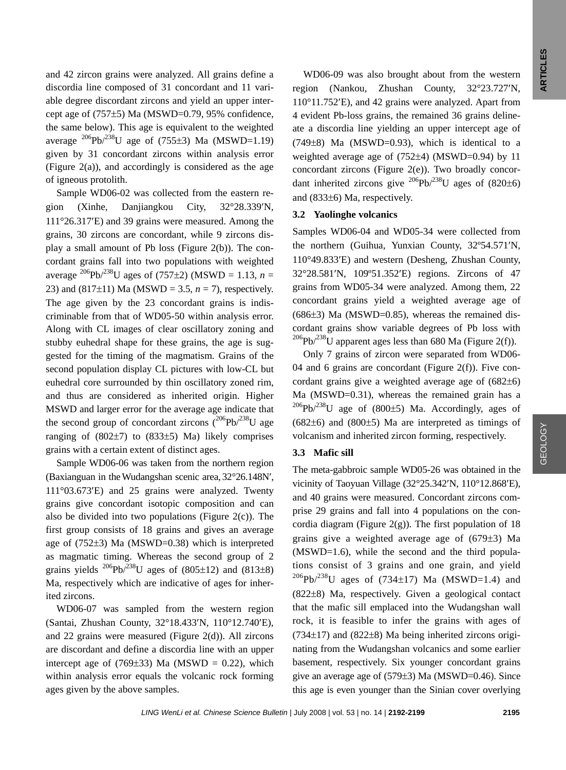and 42 zircon grains were analyzed. All grains define a discordia line composed of 31 concordant and 11 variable degree discordant zircons and yield an upper intercept age of (757±5) Ma (MSWD=0.79, 95% confidence, the same below). This age is equivalent to the weighted average $^{206}Pb/^{238}U$ age of (755±3) Ma (MSWD=1.19) given by 31 concordant zircons within analysis error (Figure 2(a)), and accordingly is considered as the age of igneous protolith.

Sample WD06-02 was collected from the eastern region (Xinhe, Danjiangkou City, 32°28.339′N, 111°26.317′E) and 39 grains were measured. Among the grains, 30 zircons are concordant, while 9 zircons display a small amount of Pb loss (Figure 2(b)). The concordant grains fall into two populations with weighted average $^{206}Pb/^{238}U$ ages of (757±2) (MSWD = 1.13, $n$ = 23) and (817±11) Ma (MSWD = 3.5, $n$ = 7), respectively. The age given by the 23 concordant grains is indiscriminable from that of WD05-50 within analysis error. Along with CL images of clear oscillatory zoning and stubby euhedral shape for these grains, the age is suggested for the timing of the magmatism. Grains of the second population display CL pictures with low-CL but euhedral core surrounded by thin oscillatory zoned rim, and thus are considered as inherited origin. Higher MSWD and larger error for the average age indicate that the second group of concordant zircons ($^{206}Pb/^{238}U$ age ranging of (802±7) to (833±5) Ma) likely comprises grains with a certain extent of distinct ages.

Sample WD06-06 was taken from the northern region (Baxianguan in the Wudangshan scenic area, 32°26.148N′, 111°03.673′E) and 25 grains were analyzed. Twenty grains give concordant isotopic composition and can also be divided into two populations (Figure 2(c)). The first group consists of 18 grains and gives an average age of (752±3) Ma (MSWD=0.38) which is interpreted as magmatic timing. Whereas the second group of 2 grains yields $^{206}Pb/^{238}U$ ages of (805±12) and (813±8) Ma, respectively which are indicative of ages for inherited zircons.

WD06-07 was sampled from the western region (Santai, Zhushan County, 32°18.433′N, 110°12.740′E), and 22 grains were measured (Figure 2(d)). All zircons are discordant and define a discordia line with an upper intercept age of (769±33) Ma (MSWD = 0.22), which within analysis error equals the volcanic rock forming ages given by the above samples.

WD06-09 was also brought about from the western region (Nankou, Zhushan County, 32°23.727′N, 110°11.752′E), and 42 grains were analyzed. Apart from 4 evident Pb-loss grains, the remained 36 grains delineate a discordia line yielding an upper intercept age of (749±8) Ma (MSWD=0.93), which is identical to a weighted average age of (752±4) (MSWD=0.94) by 11 concordant zircons (Figure 2(e)). Two broadly concordant inherited zircons give $^{206}Pb/^{238}U$ ages of (820±6) and (833±6) Ma, respectively.

### 3.2 Yaolinghe volcanics

Samples WD06-04 and WD05-34 were collected from the northern (Guihua, Yunxian County, 32º54.571′N, 110°49.833′E) and western (Desheng, Zhushan County, 32°28.581′N, 109º51.352′E) regions. Zircons of 47 grains from WD05-34 were analyzed. Among them, 22 concordant grains yield a weighted average age of (686±3) Ma (MSWD=0.85), whereas the remained discordant grains show variable degrees of Pb loss with $^{206}Pb/^{238}U$ apparent ages less than 680 Ma (Figure 2(f)).

Only 7 grains of zircon were separated from WD06-04 and 6 grains are concordant (Figure 2(f)). Five concordant grains give a weighted average age of (682±6) Ma (MSWD=0.31), whereas the remained grain has a $^{206}Pb/^{238}U$ age of (800±5) Ma. Accordingly, ages of (682±6) and (800±5) Ma are interpreted as timings of volcanism and inherited zircon forming, respectively.

### 3.3 Mafic sill

The meta-gabbroic sample WD05-26 was obtained in the vicinity of Taoyuan Village (32°25.342′N, 110°12.868′E), and 40 grains were measured. Concordant zircons comprise 29 grains and fall into 4 populations on the concordia diagram (Figure 2(g)). The first population of 18 grains give a weighted average age of (679±3) Ma (MSWD=1.6), while the second and the third populations consist of 3 grains and one grain, and yield $^{206}Pb/^{238}U$ ages of (734±17) Ma (MSWD=1.4) and (822±8) Ma, respectively. Given a geological contact that the mafic sill emplaced into the Wudangshan wall rock, it is feasible to infer the grains with ages of (734±17) and (822±8) Ma being inherited zircons originating from the Wudangshan volcanics and some earlier basement, respectively. Six younger concordant grains give an average age of (579±3) Ma (MSWD=0.46). Since this age is even younger than the Sinian cover overlying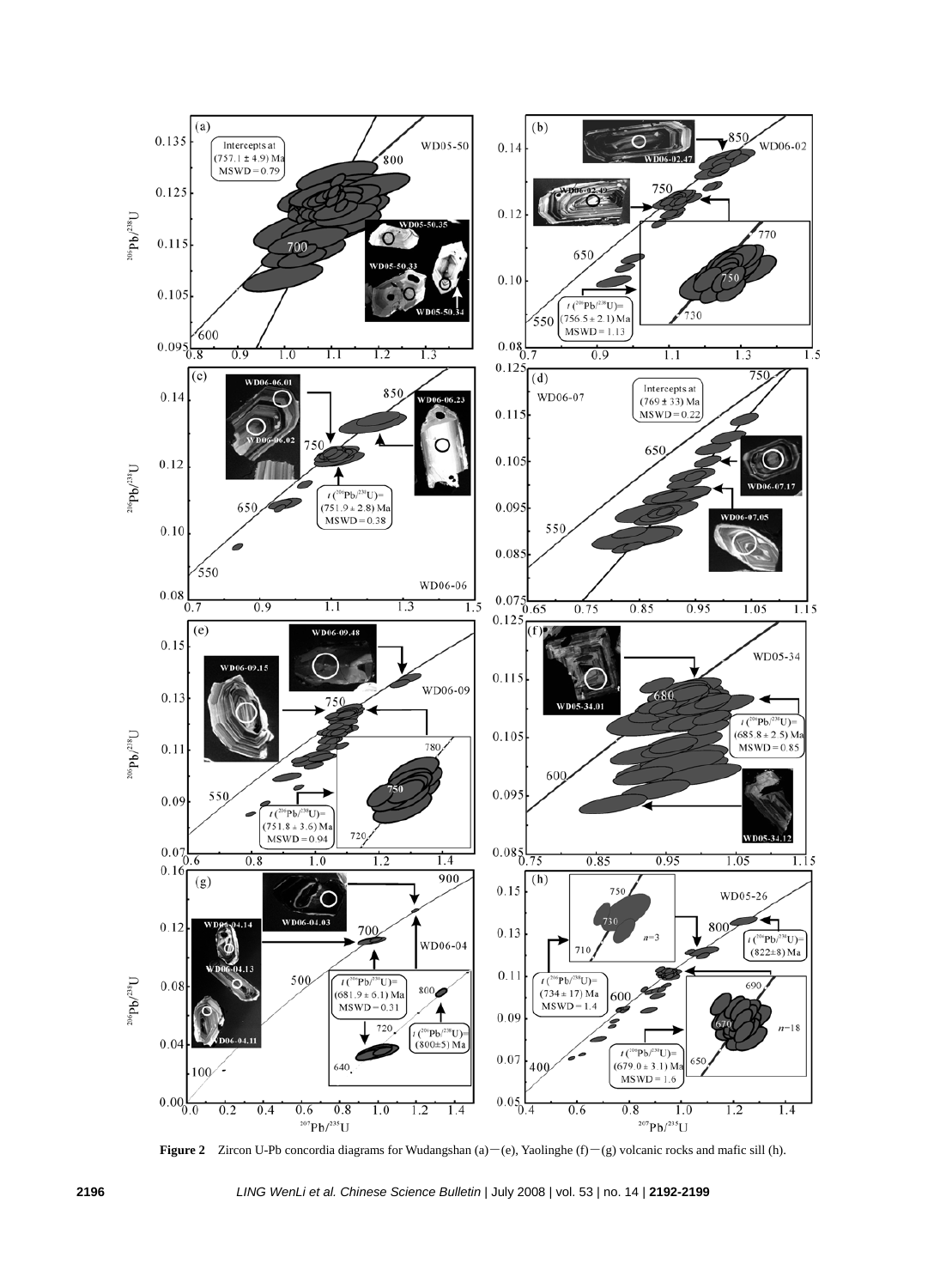**Figure 2** Zircon U-Pb concordia diagrams for Wudangshan (a)—(e), Yaolinghe (f)—(g) volcanic rocks and mafic sill (h).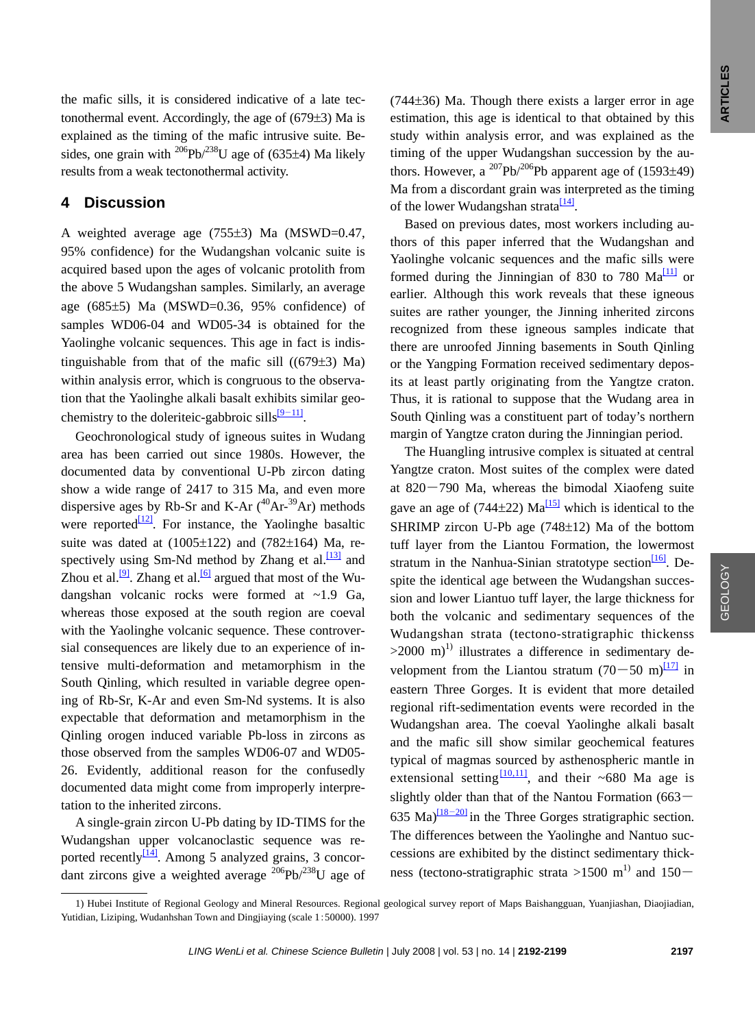the mafic sills, it is considered indicative of a late tectonothermal event. Accordingly, the age of (679±3) Ma is explained as the timing of the mafic intrusive suite. Besides, one grain with $^{206}$Pb/$^{238}$U age of (635±4) Ma likely results from a weak tectonothermal activity.

## 4 Discussion

A weighted average age (755±3) Ma (MSWD=0.47, 95% confidence) for the Wudangshan volcanic suite is acquired based upon the ages of volcanic protolith from the above 5 Wudangshan samples. Similarly, an average age (685±5) Ma (MSWD=0.36, 95% confidence) of samples WD06-04 and WD05-34 is obtained for the Yaolinghe volcanic sequences. This age in fact is indistinguishable from that of the mafic sill ((679±3) Ma) within analysis error, which is congruous to the observation that the Yaolinghe alkali basalt exhibits similar geochemistry to the doleriteic-gabbroic sills[9−11].

Geochronological study of igneous suites in Wudang area has been carried out since 1980s. However, the documented data by conventional U-Pb zircon dating show a wide range of 2417 to 315 Ma, and even more dispersive ages by Rb-Sr and K-Ar ($^{40}$Ar-$^{39}$Ar) methods were reported[12]. For instance, the Yaolinghe basaltic suite was dated at (1005±122) and (782±164) Ma, respectively using Sm-Nd method by Zhang et al.[13] and Zhou et al.[9]. Zhang et al.[6] argued that most of the Wudangshan volcanic rocks were formed at ~1.9 Ga, whereas those exposed at the south region are coeval with the Yaolinghe volcanic sequence. These controversial consequences are likely due to an experience of intensive multi-deformation and metamorphism in the South Qinling, which resulted in variable degree opening of Rb-Sr, K-Ar and even Sm-Nd systems. It is also expectable that deformation and metamorphism in the Qinling orogen induced variable Pb-loss in zircons as those observed from the samples WD06-07 and WD05-26. Evidently, additional reason for the confusedly documented data might come from improperly interpretation to the inherited zircons.

A single-grain zircon U-Pb dating by ID-TIMS for the Wudangshan upper volcanoclastic sequence was reported recently[14]. Among 5 analyzed grains, 3 concordant zircons give a weighted average $^{206}$Pb/$^{238}$U age of (744±36) Ma. Though there exists a larger error in age estimation, this age is identical to that obtained by this study within analysis error, and was explained as the timing of the upper Wudangshan succession by the authors. However, a $^{207}$Pb/$^{206}$Pb apparent age of (1593±49) Ma from a discordant grain was interpreted as the timing of the lower Wudangshan strata[14].

Based on previous dates, most workers including authors of this paper inferred that the Wudangshan and Yaolinghe volcanic sequences and the mafic sills were formed during the Jinningian of 830 to 780 Ma[11] or earlier. Although this work reveals that these igneous suites are rather younger, the Jinning inherited zircons recognized from these igneous samples indicate that there are unroofed Jinning basements in South Qinling or the Yangping Formation received sedimentary deposits at least partly originating from the Yangtze craton. Thus, it is rational to suppose that the Wudang area in South Qinling was a constituent part of today's northern margin of Yangtze craton during the Jinningian period.

The Huangling intrusive complex is situated at central Yangtze craton. Most suites of the complex were dated at 820−790 Ma, whereas the bimodal Xiaofeng suite gave an age of (744±22) Ma[15] which is identical to the SHRIMP zircon U-Pb age (748±12) Ma of the bottom tuff layer from the Liantou Formation, the lowermost stratum in the Nanhua-Sinian stratotype section[16]. Despite the identical age between the Wudangshan succession and lower Liantuo tuff layer, the large thickness for both the volcanic and sedimentary sequences of the Wudangshan strata (tectono-stratigraphic thickenss >2000 m)[1)] illustrates a difference in sedimentary development from the Liantou stratum (70−50 m)[17] in eastern Three Gorges. It is evident that more detailed regional rift-sedimentation events were recorded in the Wudangshan area. The coeval Yaolinghe alkali basalt and the mafic sill show similar geochemical features typical of magmas sourced by asthenospheric mantle in extensional setting[10,11], and their ~680 Ma age is slightly older than that of the Nantou Formation (663−635 Ma)[18−20] in the Three Gorges stratigraphic section. The differences between the Yaolinghe and Nantuo successions are exhibited by the distinct sedimentary thickness (tectono-stratigraphic strata >1500 m[1)] and 150−

1) Hubei Institute of Regional Geology and Mineral Resources. Regional geological survey report of Maps Baishangguan, Yuanjiashan, Diaojiadian, Yutidian, Liziping, Wudanhshan Town and Dingjiaying (scale 1∶50000). 1997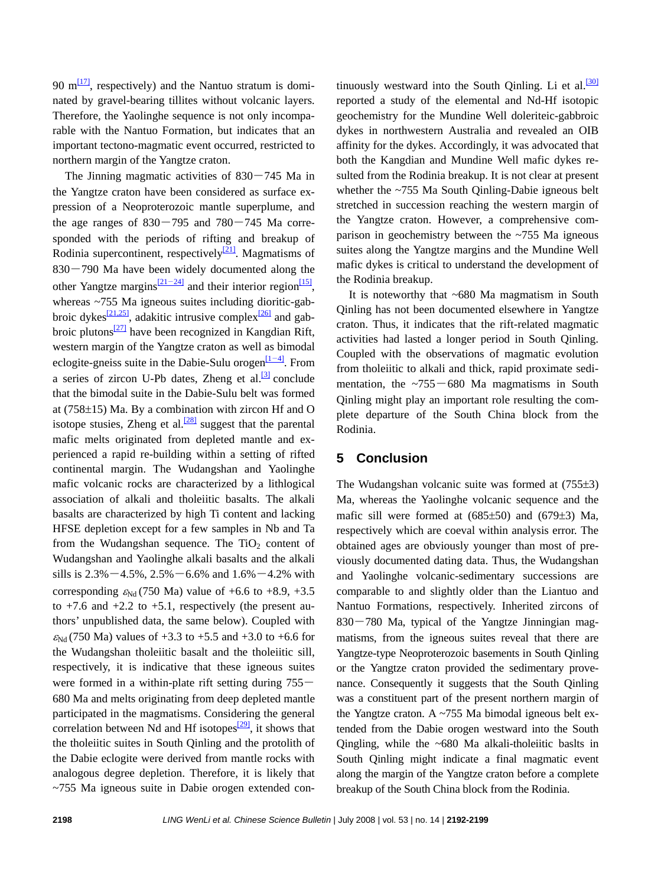90 m[17], respectively) and the Nantuo stratum is dominated by gravel-bearing tillites without volcanic layers. Therefore, the Yaolinghe sequence is not only incomparable with the Nantuo Formation, but indicates that an important tectono-magmatic event occurred, restricted to northern margin of the Yangtze craton.

The Jinning magmatic activities of 830—745 Ma in the Yangtze craton have been considered as surface expression of a Neoproterozoic mantle superplume, and the age ranges of 830—795 and 780—745 Ma corresponded with the periods of rifting and breakup of Rodinia supercontinent, respectively[21]. Magmatisms of 830—790 Ma have been widely documented along the other Yangtze margins[21—24] and their interior region[15], whereas ~755 Ma igneous suites including dioritic-gabbroic dykes[21,25], adakitic intrusive complex[26] and gabbroic plutons[27] have been recognized in Kangdian Rift, western margin of the Yangtze craton as well as bimodal eclogite-gneiss suite in the Dabie-Sulu orogen[1—4]. From a series of zircon U-Pb dates, Zheng et al.[3] conclude that the bimodal suite in the Dabie-Sulu belt was formed at (758±15) Ma. By a combination with zircon Hf and O isotope stusies, Zheng et al.[28] suggest that the parental mafic melts originated from depleted mantle and experienced a rapid re-building within a setting of rifted continental margin. The Wudangshan and Yaolinghe mafic volcanic rocks are characterized by a lithlogical association of alkali and tholeiitic basalts. The alkali basalts are characterized by high Ti content and lacking HFSE depletion except for a few samples in Nb and Ta from the Wudangshan sequence. The $TiO_2$ content of Wudangshan and Yaolinghe alkali basalts and the alkali sills is 2.3%—4.5%, 2.5%—6.6% and 1.6%—4.2% with corresponding $\varepsilon_{Nd}$(750 Ma) value of +6.6 to +8.9, +3.5 to +7.6 and +2.2 to +5.1, respectively (the present authors' unpublished data, the same below). Coupled with $\varepsilon_{Nd}$(750 Ma) values of +3.3 to +5.5 and +3.0 to +6.6 for the Wudangshan tholeiitic basalt and the tholeiitic sill, respectively, it is indicative that these igneous suites were formed in a within-plate rift setting during 755—680 Ma and melts originating from deep depleted mantle participated in the magmatisms. Considering the general correlation between Nd and Hf isotopes[29], it shows that the tholeiitic suites in South Qinling and the protolith of the Dabie eclogite were derived from mantle rocks with analogous degree depletion. Therefore, it is likely that ~755 Ma igneous suite in Dabie orogen extended continuously westward into the South Qinling. Li et al.[30] reported a study of the elemental and Nd-Hf isotopic geochemistry for the Mundine Well doleriteic-gabbroic dykes in northwestern Australia and revealed an OIB affinity for the dykes. Accordingly, it was advocated that both the Kangdian and Mundine Well mafic dykes resulted from the Rodinia breakup. It is not clear at present whether the ~755 Ma South Qinling-Dabie igneous belt stretched in succession reaching the western margin of the Yangtze craton. However, a comprehensive comparison in geochemistry between the ~755 Ma igneous suites along the Yangtze margins and the Mundine Well mafic dykes is critical to understand the development of the Rodinia breakup.

It is noteworthy that ~680 Ma magmatism in South Qinling has not been documented elsewhere in Yangtze craton. Thus, it indicates that the rift-related magmatic activities had lasted a longer period in South Qinling. Coupled with the observations of magmatic evolution from tholeiitic to alkali and thick, rapid proximate sedimentation, the ~755—680 Ma magmatisms in South Qinling might play an important role resulting the complete departure of the South China block from the Rodinia.

## 5 Conclusion

The Wudangshan volcanic suite was formed at (755±3) Ma, whereas the Yaolinghe volcanic sequence and the mafic sill were formed at (685±50) and (679±3) Ma, respectively which are coeval within analysis error. The obtained ages are obviously younger than most of previously documented dating data. Thus, the Wudangshan and Yaolinghe volcanic-sedimentary successions are comparable to and slightly older than the Liantuo and Nantuo Formations, respectively. Inherited zircons of 830—780 Ma, typical of the Yangtze Jinningian magmatisms, from the igneous suites reveal that there are Yangtze-type Neoproterozoic basements in South Qinling or the Yangtze craton provided the sedimentary provenance. Consequently it suggests that the South Qinling was a constituent part of the present northern margin of the Yangtze craton. A ~755 Ma bimodal igneous belt extended from the Dabie orogen westward into the South Qingling, while the ~680 Ma alkali-tholeiitic baslts in South Qinling might indicate a final magmatic event along the margin of the Yangtze craton before a complete breakup of the South China block from the Rodinia.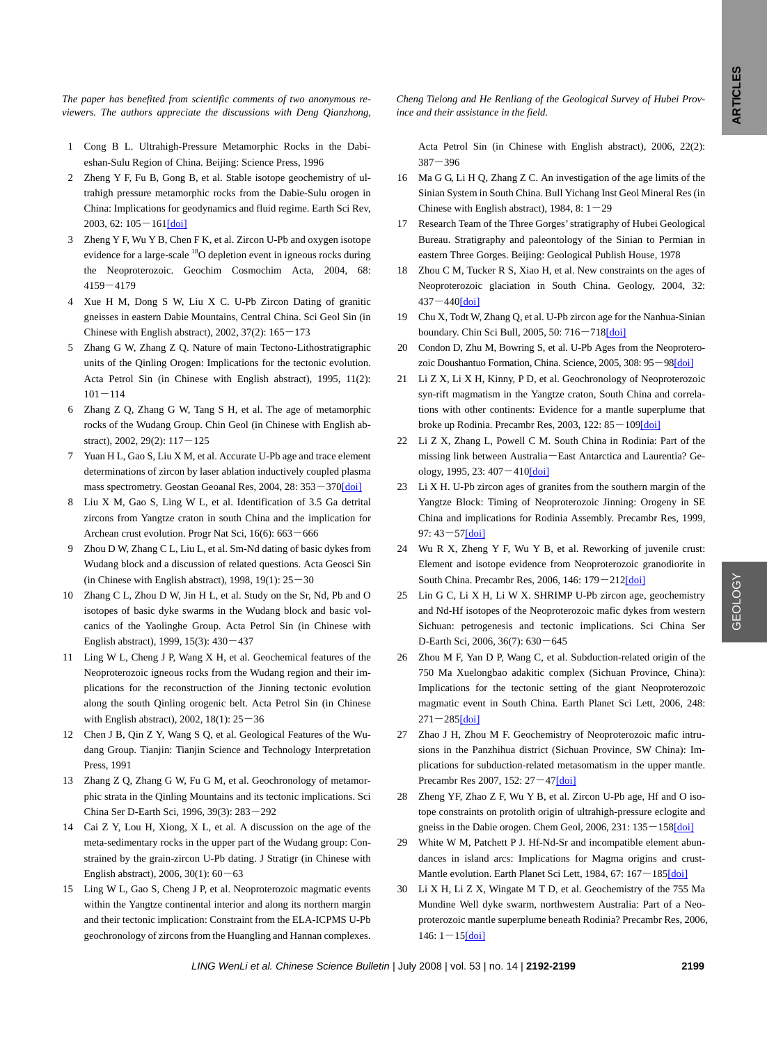*The paper has benefited from scientific comments of two anonymous reviewers. The authors appreciate the discussions with Deng Qianzhong, Cheng Tielong and He Renliang of the Geological Survey of Hubei Province and their assistance in the field.*

1. Cong B L. Ultrahigh-Pressure Metamorphic Rocks in the Dabieshan-Sulu Region of China. Beijing: Science Press, 1996
2. Zheng Y F, Fu B, Gong B, et al. Stable isotope geochemistry of ultrahigh pressure metamorphic rocks from the Dabie-Sulu orogen in China: Implications for geodynamics and fluid regime. Earth Sci Rev, 2003, 62: 105－161[doi]
3. Zheng Y F, Wu Y B, Chen F K, et al. Zircon U-Pb and oxygen isotope evidence for a large-scale $^{18}$O depletion event in igneous rocks during the Neoproterozoic. Geochim Cosmochim Acta, 2004, 68: 4159－4179
4. Xue H M, Dong S W, Liu X C. U-Pb Zircon Dating of granitic gneisses in eastern Dabie Mountains, Central China. Sci Geol Sin (in Chinese with English abstract), 2002, 37(2): 165－173
5. Zhang G W, Zhang Z Q. Nature of main Tectono-Lithostratigraphic units of the Qinling Orogen: Implications for the tectonic evolution. Acta Petrol Sin (in Chinese with English abstract), 1995, 11(2): 101－114
6. Zhang Z Q, Zhang G W, Tang S H, et al. The age of metamorphic rocks of the Wudang Group. Chin Geol (in Chinese with English abstract), 2002, 29(2): 117－125
7. Yuan H L, Gao S, Liu X M, et al. Accurate U-Pb age and trace element determinations of zircon by laser ablation inductively coupled plasma mass spectrometry. Geostan Geoanal Res, 2004, 28: 353－370[doi]
8. Liu X M, Gao S, Ling W L, et al. Identification of 3.5 Ga detrital zircons from Yangtze craton in south China and the implication for Archean crust evolution. Progr Nat Sci, 16(6): 663－666
9. Zhou D W, Zhang C L, Liu L, et al. Sm-Nd dating of basic dykes from Wudang block and a discussion of related questions. Acta Geosci Sin (in Chinese with English abstract), 1998, 19(1): 25－30
10. Zhang C L, Zhou D W, Jin H L, et al. Study on the Sr, Nd, Pb and O isotopes of basic dyke swarms in the Wudang block and basic volcanics of the Yaolinghe Group. Acta Petrol Sin (in Chinese with English abstract), 1999, 15(3): 430－437
11. Ling W L, Cheng J P, Wang X H, et al. Geochemical features of the Neoproterozoic igneous rocks from the Wudang region and their implications for the reconstruction of the Jinning tectonic evolution along the south Qinling orogenic belt. Acta Petrol Sin (in Chinese with English abstract), 2002, 18(1): 25－36
12. Chen J B, Qin Z Y, Wang S Q, et al. Geological Features of the Wudang Group. Tianjin: Tianjin Science and Technology Interpretation Press, 1991
13. Zhang Z Q, Zhang G W, Fu G M, et al. Geochronology of metamorphic strata in the Qinling Mountains and its tectonic implications. Sci China Ser D-Earth Sci, 1996, 39(3): 283－292
14. Cai Z Y, Lou H, Xiong, X L, et al. A discussion on the age of the meta-sedimentary rocks in the upper part of the Wudang group: Constrained by the grain-zircon U-Pb dating. J Stratigr (in Chinese with English abstract), 2006, 30(1): 60－63
15. Ling W L, Gao S, Cheng J P, et al. Neoproterozoic magmatic events within the Yangtze continental interior and along its northern margin and their tectonic implication: Constraint from the ELA-ICPMS U-Pb geochronology of zircons from the Huangling and Hannan complexes. Acta Petrol Sin (in Chinese with English abstract), 2006, 22(2): 387－396
16. Ma G G, Li H Q, Zhang Z C. An investigation of the age limits of the Sinian System in South China. Bull Yichang Inst Geol Mineral Res (in Chinese with English abstract), 1984, 8: 1－29
17. Research Team of the Three Gorges' stratigraphy of Hubei Geological Bureau. Stratigraphy and paleontology of the Sinian to Permian in eastern Three Gorges. Beijing: Geological Publish House, 1978
18. Zhou C M, Tucker R S, Xiao H, et al. New constraints on the ages of Neoproterozoic glaciation in South China. Geology, 2004, 32: 437－440[doi]
19. Chu X, Todt W, Zhang Q, et al. U-Pb zircon age for the Nanhua-Sinian boundary. Chin Sci Bull, 2005, 50: 716－718[doi]
20. Condon D, Zhu M, Bowring S, et al. U-Pb Ages from the Neoproterozoic Doushantuo Formation, China. Science, 2005, 308: 95－98[doi]
21. Li Z X, Li X H, Kinny, P D, et al. Geochronology of Neoproterozoic syn-rift magmatism in the Yangtze craton, South China and correlations with other continents: Evidence for a mantle superplume that broke up Rodinia. Precambr Res, 2003, 122: 85－109[doi]
22. Li Z X, Zhang L, Powell C M. South China in Rodinia: Part of the missing link between Australia－East Antarctica and Laurentia? Geology, 1995, 23: 407－410[doi]
23. Li X H. U-Pb zircon ages of granites from the southern margin of the Yangtze Block: Timing of Neoproterozoic Jinning: Orogeny in SE China and implications for Rodinia Assembly. Precambr Res, 1999, 97: 43－57[doi]
24. Wu R X, Zheng Y F, Wu Y B, et al. Reworking of juvenile crust: Element and isotope evidence from Neoproterozoic granodiorite in South China. Precambr Res, 2006, 146: 179－212[doi]
25. Lin G C, Li X H, Li W X. SHRIMP U-Pb zircon age, geochemistry and Nd-Hf isotopes of the Neoproterozoic mafic dykes from western Sichuan: petrogenesis and tectonic implications. Sci China Ser D-Earth Sci, 2006, 36(7): 630－645
26. Zhou M F, Yan D P, Wang C, et al. Subduction-related origin of the 750 Ma Xuelongbao adakitic complex (Sichuan Province, China): Implications for the tectonic setting of the giant Neoproterozoic magmatic event in South China. Earth Planet Sci Lett, 2006, 248: 271－285[doi]
27. Zhao J H, Zhou M F. Geochemistry of Neoproterozoic mafic intrusions in the Panzhihua district (Sichuan Province, SW China): Implications for subduction-related metasomatism in the upper mantle. Precambr Res 2007, 152: 27－47[doi]
28. Zheng YF, Zhao Z F, Wu Y B, et al. Zircon U-Pb age, Hf and O isotope constraints on protolith origin of ultrahigh-pressure eclogite and gneiss in the Dabie orogen. Chem Geol, 2006, 231: 135－158[doi]
29. White W M, Patchett P J. Hf-Nd-Sr and incompatible element abundances in island arcs: Implications for Magma origins and crust-Mantle evolution. Earth Planet Sci Lett, 1984, 67: 167－185[doi]
30. Li X H, Li Z X, Wingate M T D, et al. Geochemistry of the 755 Ma Mundine Well dyke swarm, northwestern Australia: Part of a Neoproterozoic mantle superplume beneath Rodinia? Precambr Res, 2006, 146: 1－15[doi]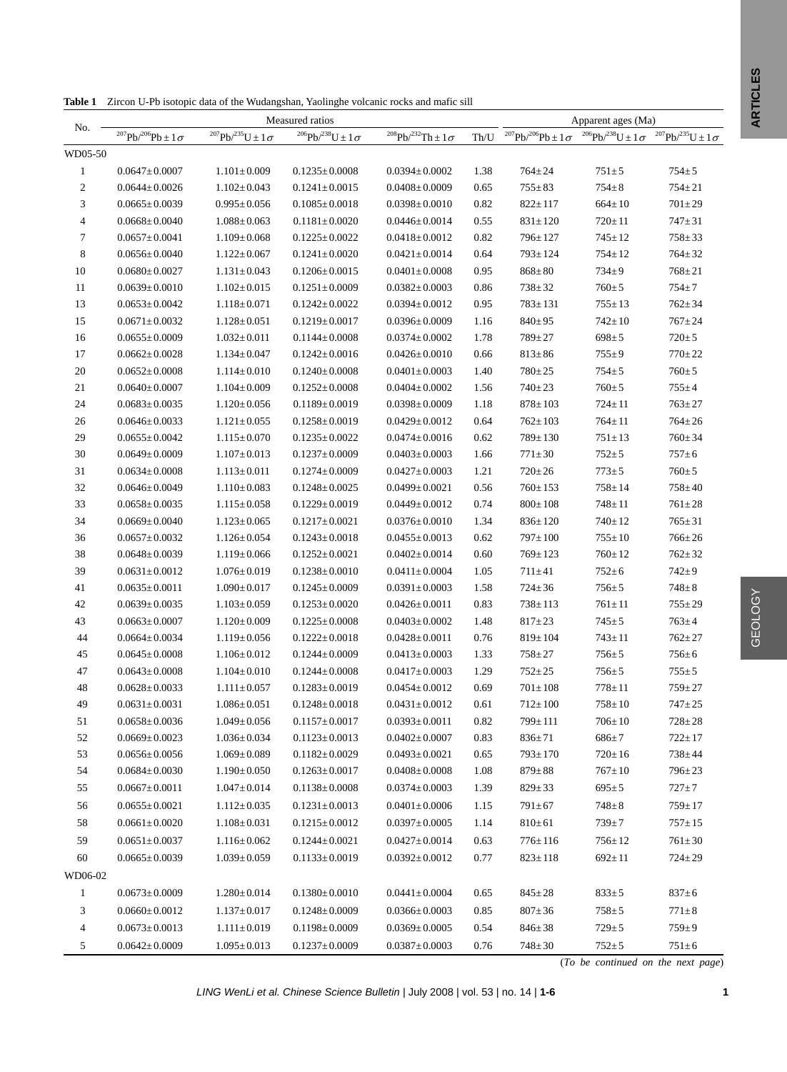**Table 1** Zircon U-Pb isotopic data of the Wudangshan, Yaolinghe volcanic rocks and mafic sill

| No. | Measured ratios | | | | | Apparent ages (Ma) | | |
|---|---|---|---|---|---|---|---|---|
| | $^{207}Pb/^{206}Pb \pm 1\sigma$ | $^{207}Pb/^{235}U \pm 1\sigma$ | $^{206}Pb/^{238}U \pm 1\sigma$ | $^{208}Pb/^{232}Th \pm 1\sigma$ | Th/U | $^{207}Pb/^{206}Pb \pm 1\sigma$ | $^{206}Pb/^{238}U \pm 1\sigma$ | $^{207}Pb/^{235}U \pm 1\sigma$ |
| WD05-50 | | | | | | | | |
| 1 | 0.0647±0.0007 | 1.101±0.009 | 0.1235±0.0008 | 0.0394±0.0002 | 1.38 | 764±24 | 751±5 | 754±5 |
| 2 | 0.0644±0.0026 | 1.102±0.043 | 0.1241±0.0015 | 0.0408±0.0009 | 0.65 | 755±83 | 754±8 | 754±21 |
| 3 | 0.0665±0.0039 | 0.995±0.056 | 0.1085±0.0018 | 0.0398±0.0010 | 0.82 | 822±117 | 664±10 | 701±29 |
| 4 | 0.0668±0.0040 | 1.088±0.063 | 0.1181±0.0020 | 0.0446±0.0014 | 0.55 | 831±120 | 720±11 | 747±31 |
| 7 | 0.0657±0.0041 | 1.109±0.068 | 0.1225±0.0022 | 0.0418±0.0012 | 0.82 | 796±127 | 745±12 | 758±33 |
| 8 | 0.0656±0.0040 | 1.122±0.067 | 0.1241±0.0020 | 0.0421±0.0014 | 0.64 | 793±124 | 754±12 | 764±32 |
| 10 | 0.0680±0.0027 | 1.131±0.043 | 0.1206±0.0015 | 0.0401±0.0008 | 0.95 | 868±80 | 734±9 | 768±21 |
| 11 | 0.0639±0.0010 | 1.102±0.015 | 0.1251±0.0009 | 0.0382±0.0003 | 0.86 | 738±32 | 760±5 | 754±7 |
| 13 | 0.0653±0.0042 | 1.118±0.071 | 0.1242±0.0022 | 0.0394±0.0012 | 0.95 | 783±131 | 755±13 | 762±34 |
| 15 | 0.0671±0.0032 | 1.128±0.051 | 0.1219±0.0017 | 0.0396±0.0009 | 1.16 | 840±95 | 742±10 | 767±24 |
| 16 | 0.0655±0.0009 | 1.032±0.011 | 0.1144±0.0008 | 0.0374±0.0002 | 1.78 | 789±27 | 698±5 | 720±5 |
| 17 | 0.0662±0.0028 | 1.134±0.047 | 0.1242±0.0016 | 0.0426±0.0010 | 0.66 | 813±86 | 755±9 | 770±22 |
| 20 | 0.0652±0.0008 | 1.114±0.010 | 0.1240±0.0008 | 0.0401±0.0003 | 1.40 | 780±25 | 754±5 | 760±5 |
| 21 | 0.0640±0.0007 | 1.104±0.009 | 0.1252±0.0008 | 0.0404±0.0002 | 1.56 | 740±23 | 760±5 | 755±4 |
| 24 | 0.0683±0.0035 | 1.120±0.056 | 0.1189±0.0019 | 0.0398±0.0009 | 1.18 | 878±103 | 724±11 | 763±27 |
| 26 | 0.0646±0.0033 | 1.121±0.055 | 0.1258±0.0019 | 0.0429±0.0012 | 0.64 | 762±103 | 764±11 | 764±26 |
| 29 | 0.0655±0.0042 | 1.115±0.070 | 0.1235±0.0022 | 0.0474±0.0016 | 0.62 | 789±130 | 751±13 | 760±34 |
| 30 | 0.0649±0.0009 | 1.107±0.013 | 0.1237±0.0009 | 0.0403±0.0003 | 1.66 | 771±30 | 752±5 | 757±6 |
| 31 | 0.0634±0.0008 | 1.113±0.011 | 0.1274±0.0009 | 0.0427±0.0003 | 1.21 | 720±26 | 773±5 | 760±5 |
| 32 | 0.0646±0.0049 | 1.110±0.083 | 0.1248±0.0025 | 0.0499±0.0021 | 0.56 | 760±153 | 758±14 | 758±40 |
| 33 | 0.0658±0.0035 | 1.115±0.058 | 0.1229±0.0019 | 0.0449±0.0012 | 0.74 | 800±108 | 748±11 | 761±28 |
| 34 | 0.0669±0.0040 | 1.123±0.065 | 0.1217±0.0021 | 0.0376±0.0010 | 1.34 | 836±120 | 740±12 | 765±31 |
| 36 | 0.0657±0.0032 | 1.126±0.054 | 0.1243±0.0018 | 0.0455±0.0013 | 0.62 | 797±100 | 755±10 | 766±26 |
| 38 | 0.0648±0.0039 | 1.119±0.066 | 0.1252±0.0021 | 0.0402±0.0014 | 0.60 | 769±123 | 760±12 | 762±32 |
| 39 | 0.0631±0.0012 | 1.076±0.019 | 0.1238±0.0010 | 0.0411±0.0004 | 1.05 | 711±41 | 752±6 | 742±9 |
| 41 | 0.0635±0.0011 | 1.090±0.017 | 0.1245±0.0009 | 0.0391±0.0003 | 1.58 | 724±36 | 756±5 | 748±8 |
| 42 | 0.0639±0.0035 | 1.103±0.059 | 0.1253±0.0020 | 0.0426±0.0011 | 0.83 | 738±113 | 761±11 | 755±29 |
| 43 | 0.0663±0.0007 | 1.120±0.009 | 0.1225±0.0008 | 0.0403±0.0002 | 1.48 | 817±23 | 745±5 | 763±4 |
| 44 | 0.0664±0.0034 | 1.119±0.056 | 0.1222±0.0018 | 0.0428±0.0011 | 0.76 | 819±104 | 743±11 | 762±27 |
| 45 | 0.0645±0.0008 | 1.106±0.012 | 0.1244±0.0009 | 0.0413±0.0003 | 1.33 | 758±27 | 756±5 | 756±6 |
| 47 | 0.0643±0.0008 | 1.104±0.010 | 0.1244±0.0008 | 0.0417±0.0003 | 1.29 | 752±25 | 756±5 | 755±5 |
| 48 | 0.0628±0.0033 | 1.111±0.057 | 0.1283±0.0019 | 0.0454±0.0012 | 0.69 | 701±108 | 778±11 | 759±27 |
| 49 | 0.0631±0.0031 | 1.086±0.051 | 0.1248±0.0018 | 0.0431±0.0012 | 0.61 | 712±100 | 758±10 | 747±25 |
| 51 | 0.0658±0.0036 | 1.049±0.056 | 0.1157±0.0017 | 0.0393±0.0011 | 0.82 | 799±111 | 706±10 | 728±28 |
| 52 | 0.0669±0.0023 | 1.036±0.034 | 0.1123±0.0013 | 0.0402±0.0007 | 0.83 | 836±71 | 686±7 | 722±17 |
| 53 | 0.0656±0.0056 | 1.069±0.089 | 0.1182±0.0029 | 0.0493±0.0021 | 0.65 | 793±170 | 720±16 | 738±44 |
| 54 | 0.0684±0.0030 | 1.190±0.050 | 0.1263±0.0017 | 0.0408±0.0008 | 1.08 | 879±88 | 767±10 | 796±23 |
| 55 | 0.0667±0.0011 | 1.047±0.014 | 0.1138±0.0008 | 0.0374±0.0003 | 1.39 | 829±33 | 695±5 | 727±7 |
| 56 | 0.0655±0.0021 | 1.112±0.035 | 0.1231±0.0013 | 0.0401±0.0006 | 1.15 | 791±67 | 748±8 | 759±17 |
| 58 | 0.0661±0.0020 | 1.108±0.031 | 0.1215±0.0012 | 0.0397±0.0005 | 1.14 | 810±61 | 739±7 | 757±15 |
| 59 | 0.0651±0.0037 | 1.116±0.062 | 0.1244±0.0021 | 0.0427±0.0014 | 0.63 | 776±116 | 756±12 | 761±30 |
| 60 | 0.0665±0.0039 | 1.039±0.059 | 0.1133±0.0019 | 0.0392±0.0012 | 0.77 | 823±118 | 692±11 | 724±29 |
| WD06-02 | | | | | | | | |
| 1 | 0.0673±0.0009 | 1.280±0.014 | 0.1380±0.0010 | 0.0441±0.0004 | 0.65 | 845±28 | 833±5 | 837±6 |
| 3 | 0.0660±0.0012 | 1.137±0.017 | 0.1248±0.0009 | 0.0366±0.0003 | 0.85 | 807±36 | 758±5 | 771±8 |
| 4 | 0.0673±0.0013 | 1.111±0.019 | 0.1198±0.0009 | 0.0369±0.0005 | 0.54 | 846±38 | 729±5 | 759±9 |
| 5 | 0.0642±0.0009 | 1.095±0.013 | 0.1237±0.0009 | 0.0387±0.0003 | 0.76 | 748±30 | 752±5 | 751±6 |

(*To be continued on the next page*)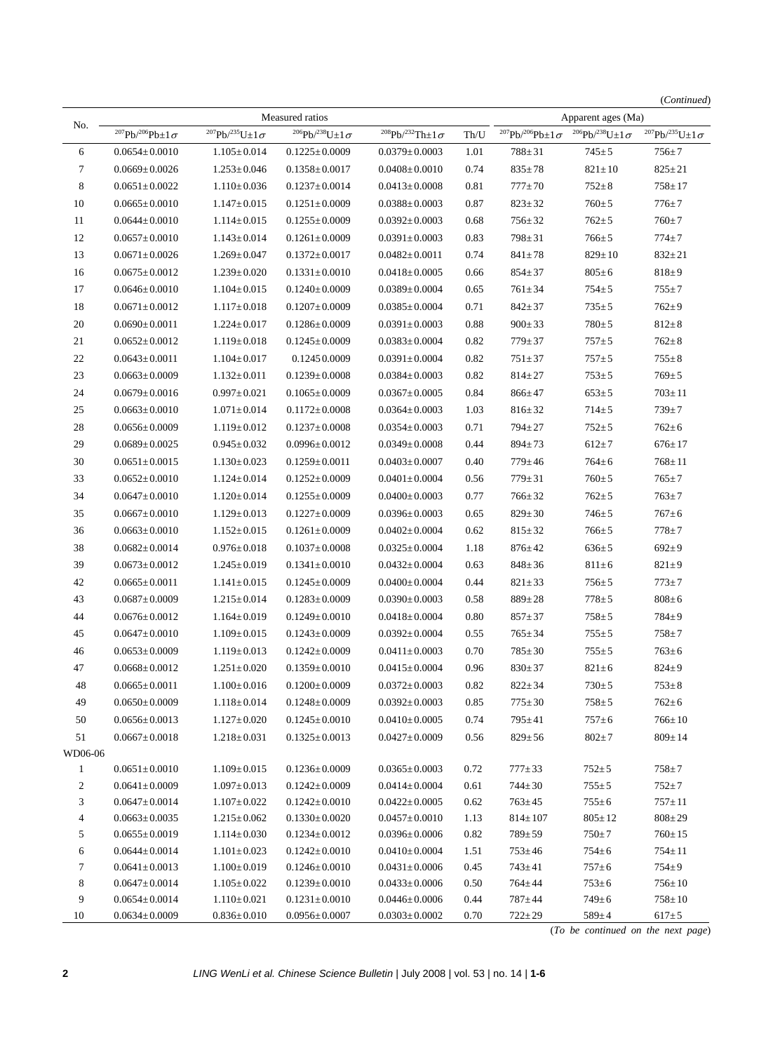(*Continued*)

| No. | Measured ratios | | | | | Apparent ages (Ma) | | |
|---|---|---|---|---|---|---|---|---|
| | $^{207}Pb/^{206}Pb\pm1\sigma$ | $^{207}Pb/^{235}U\pm1\sigma$ | $^{206}Pb/^{238}U\pm1\sigma$ | $^{208}Pb/^{232}Th\pm1\sigma$ | Th/U | $^{207}Pb/^{206}Pb\pm1\sigma$ | $^{206}Pb/^{238}U\pm1\sigma$ | $^{207}Pb/^{235}U\pm1\sigma$ |
| 6 | 0.0654±0.0010 | 1.105±0.014 | 0.1225±0.0009 | 0.0379±0.0003 | 1.01 | 788±31 | 745±5 | 756±7 |
| 7 | 0.0669±0.0026 | 1.253±0.046 | 0.1358±0.0017 | 0.0408±0.0010 | 0.74 | 835±78 | 821±10 | 825±21 |
| 8 | 0.0651±0.0022 | 1.110±0.036 | 0.1237±0.0014 | 0.0413±0.0008 | 0.81 | 777±70 | 752±8 | 758±17 |
| 10 | 0.0665±0.0010 | 1.147±0.015 | 0.1251±0.0009 | 0.0388±0.0003 | 0.87 | 823±32 | 760±5 | 776±7 |
| 11 | 0.0644±0.0010 | 1.114±0.015 | 0.1255±0.0009 | 0.0392±0.0003 | 0.68 | 756±32 | 762±5 | 760±7 |
| 12 | 0.0657±0.0010 | 1.143±0.014 | 0.1261±0.0009 | 0.0391±0.0003 | 0.83 | 798±31 | 766±5 | 774±7 |
| 13 | 0.0671±0.0026 | 1.269±0.047 | 0.1372±0.0017 | 0.0482±0.0011 | 0.74 | 841±78 | 829±10 | 832±21 |
| 16 | 0.0675±0.0012 | 1.239±0.020 | 0.1331±0.0010 | 0.0418±0.0005 | 0.66 | 854±37 | 805±6 | 818±9 |
| 17 | 0.0646±0.0010 | 1.104±0.015 | 0.1240±0.0009 | 0.0389±0.0004 | 0.65 | 761±34 | 754±5 | 755±7 |
| 18 | 0.0671±0.0012 | 1.117±0.018 | 0.1207±0.0009 | 0.0385±0.0004 | 0.71 | 842±37 | 735±5 | 762±9 |
| 20 | 0.0690±0.0011 | 1.224±0.017 | 0.1286±0.0009 | 0.0391±0.0003 | 0.88 | 900±33 | 780±5 | 812±8 |
| 21 | 0.0652±0.0012 | 1.119±0.018 | 0.1245±0.0009 | 0.0383±0.0004 | 0.82 | 779±37 | 757±5 | 762±8 |
| 22 | 0.0643±0.0011 | 1.104±0.017 | 0.1245 0.0009 | 0.0391±0.0004 | 0.82 | 751±37 | 757±5 | 755±8 |
| 23 | 0.0663±0.0009 | 1.132±0.011 | 0.1239±0.0008 | 0.0384±0.0003 | 0.82 | 814±27 | 753±5 | 769±5 |
| 24 | 0.0679±0.0016 | 0.997±0.021 | 0.1065±0.0009 | 0.0367±0.0005 | 0.84 | 866±47 | 653±5 | 703±11 |
| 25 | 0.0663±0.0010 | 1.071±0.014 | 0.1172±0.0008 | 0.0364±0.0003 | 1.03 | 816±32 | 714±5 | 739±7 |
| 28 | 0.0656±0.0009 | 1.119±0.012 | 0.1237±0.0008 | 0.0354±0.0003 | 0.71 | 794±27 | 752±5 | 762±6 |
| 29 | 0.0689±0.0025 | 0.945±0.032 | 0.0996±0.0012 | 0.0349±0.0008 | 0.44 | 894±73 | 612±7 | 676±17 |
| 30 | 0.0651±0.0015 | 1.130±0.023 | 0.1259±0.0011 | 0.0403±0.0007 | 0.40 | 779±46 | 764±6 | 768±11 |
| 33 | 0.0652±0.0010 | 1.124±0.014 | 0.1252±0.0009 | 0.0401±0.0004 | 0.56 | 779±31 | 760±5 | 765±7 |
| 34 | 0.0647±0.0010 | 1.120±0.014 | 0.1255±0.0009 | 0.0400±0.0003 | 0.77 | 766±32 | 762±5 | 763±7 |
| 35 | 0.0667±0.0010 | 1.129±0.013 | 0.1227±0.0009 | 0.0396±0.0003 | 0.65 | 829±30 | 746±5 | 767±6 |
| 36 | 0.0663±0.0010 | 1.152±0.015 | 0.1261±0.0009 | 0.0402±0.0004 | 0.62 | 815±32 | 766±5 | 778±7 |
| 38 | 0.0682±0.0014 | 0.976±0.018 | 0.1037±0.0008 | 0.0325±0.0004 | 1.18 | 876±42 | 636±5 | 692±9 |
| 39 | 0.0673±0.0012 | 1.245±0.019 | 0.1341±0.0010 | 0.0432±0.0004 | 0.63 | 848±36 | 811±6 | 821±9 |
| 42 | 0.0665±0.0011 | 1.141±0.015 | 0.1245±0.0009 | 0.0400±0.0004 | 0.44 | 821±33 | 756±5 | 773±7 |
| 43 | 0.0687±0.0009 | 1.215±0.014 | 0.1283±0.0009 | 0.0390±0.0003 | 0.58 | 889±28 | 778±5 | 808±6 |
| 44 | 0.0676±0.0012 | 1.164±0.019 | 0.1249±0.0010 | 0.0418±0.0004 | 0.80 | 857±37 | 758±5 | 784±9 |
| 45 | 0.0647±0.0010 | 1.109±0.015 | 0.1243±0.0009 | 0.0392±0.0004 | 0.55 | 765±34 | 755±5 | 758±7 |
| 46 | 0.0653±0.0009 | 1.119±0.013 | 0.1242±0.0009 | 0.0411±0.0003 | 0.70 | 785±30 | 755±5 | 763±6 |
| 47 | 0.0668±0.0012 | 1.251±0.020 | 0.1359±0.0010 | 0.0415±0.0004 | 0.96 | 830±37 | 821±6 | 824±9 |
| 48 | 0.0665±0.0011 | 1.100±0.016 | 0.1200±0.0009 | 0.0372±0.0003 | 0.82 | 822±34 | 730±5 | 753±8 |
| 49 | 0.0650±0.0009 | 1.118±0.014 | 0.1248±0.0009 | 0.0392±0.0003 | 0.85 | 775±30 | 758±5 | 762±6 |
| 50 | 0.0656±0.0013 | 1.127±0.020 | 0.1245±0.0010 | 0.0410±0.0005 | 0.74 | 795±41 | 757±6 | 766±10 |
| 51 | 0.0667±0.0018 | 1.218±0.031 | 0.1325±0.0013 | 0.0427±0.0009 | 0.56 | 829±56 | 802±7 | 809±14 |
| WD06-06 | | | | | | | | |
| 1 | 0.0651±0.0010 | 1.109±0.015 | 0.1236±0.0009 | 0.0365±0.0003 | 0.72 | 777±33 | 752±5 | 758±7 |
| 2 | 0.0641±0.0009 | 1.097±0.013 | 0.1242±0.0009 | 0.0414±0.0004 | 0.61 | 744±30 | 755±5 | 752±7 |
| 3 | 0.0647±0.0014 | 1.107±0.022 | 0.1242±0.0010 | 0.0422±0.0005 | 0.62 | 763±45 | 755±6 | 757±11 |
| 4 | 0.0663±0.0035 | 1.215±0.062 | 0.1330±0.0020 | 0.0457±0.0010 | 1.13 | 814±107 | 805±12 | 808±29 |
| 5 | 0.0655±0.0019 | 1.114±0.030 | 0.1234±0.0012 | 0.0396±0.0006 | 0.82 | 789±59 | 750±7 | 760±15 |
| 6 | 0.0644±0.0014 | 1.101±0.023 | 0.1242±0.0010 | 0.0410±0.0004 | 1.51 | 753±46 | 754±6 | 754±11 |
| 7 | 0.0641±0.0013 | 1.100±0.019 | 0.1246±0.0010 | 0.0431±0.0006 | 0.45 | 743±41 | 757±6 | 754±9 |
| 8 | 0.0647±0.0014 | 1.105±0.022 | 0.1239±0.0010 | 0.0433±0.0006 | 0.50 | 764±44 | 753±6 | 756±10 |
| 9 | 0.0654±0.0014 | 1.110±0.021 | 0.1231±0.0010 | 0.0446±0.0006 | 0.44 | 787±44 | 749±6 | 758±10 |
| 10 | 0.0634±0.0009 | 0.836±0.010 | 0.0956±0.0007 | 0.0303±0.0002 | 0.70 | 722±29 | 589±4 | 617±5 |

(*To be continued on the next page*)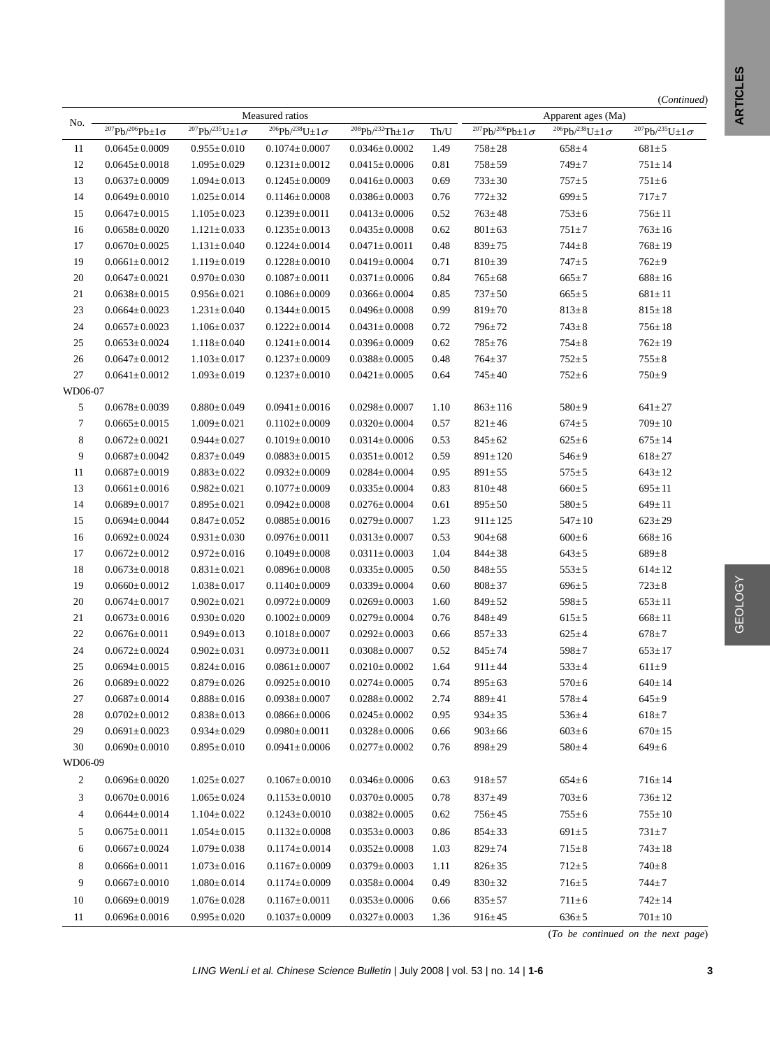(*Continued*)

| No. | Measured ratios | | | | | Apparent ages (Ma) | | |
|---|---|---|---|---|---|---|---|---|
| | $^{207}Pb/^{206}Pb\pm1\sigma$ | $^{207}Pb/^{235}U\pm1\sigma$ | $^{206}Pb/^{238}U\pm1\sigma$ | $^{208}Pb/^{232}Th\pm1\sigma$ | Th/U | $^{207}Pb/^{206}Pb\pm1\sigma$ | $^{206}Pb/^{238}U\pm1\sigma$ | $^{207}Pb/^{235}U\pm1\sigma$ |
| 11 | 0.0645±0.0009 | 0.955±0.010 | 0.1074±0.0007 | 0.0346±0.0002 | 1.49 | 758±28 | 658±4 | 681±5 |
| 12 | 0.0645±0.0018 | 1.095±0.029 | 0.1231±0.0012 | 0.0415±0.0006 | 0.81 | 758±59 | 749±7 | 751±14 |
| 13 | 0.0637±0.0009 | 1.094±0.013 | 0.1245±0.0009 | 0.0416±0.0003 | 0.69 | 733±30 | 757±5 | 751±6 |
| 14 | 0.0649±0.0010 | 1.025±0.014 | 0.1146±0.0008 | 0.0386±0.0003 | 0.76 | 772±32 | 699±5 | 717±7 |
| 15 | 0.0647±0.0015 | 1.105±0.023 | 0.1239±0.0011 | 0.0413±0.0006 | 0.52 | 763±48 | 753±6 | 756±11 |
| 16 | 0.0658±0.0020 | 1.121±0.033 | 0.1235±0.0013 | 0.0435±0.0008 | 0.62 | 801±63 | 751±7 | 763±16 |
| 17 | 0.0670±0.0025 | 1.131±0.040 | 0.1224±0.0014 | 0.0471±0.0011 | 0.48 | 839±75 | 744±8 | 768±19 |
| 19 | 0.0661±0.0012 | 1.119±0.019 | 0.1228±0.0010 | 0.0419±0.0004 | 0.71 | 810±39 | 747±5 | 762±9 |
| 20 | 0.0647±0.0021 | 0.970±0.030 | 0.1087±0.0011 | 0.0371±0.0006 | 0.84 | 765±68 | 665±7 | 688±16 |
| 21 | 0.0638±0.0015 | 0.956±0.021 | 0.1086±0.0009 | 0.0366±0.0004 | 0.85 | 737±50 | 665±5 | 681±11 |
| 23 | 0.0664±0.0023 | 1.231±0.040 | 0.1344±0.0015 | 0.0496±0.0008 | 0.99 | 819±70 | 813±8 | 815±18 |
| 24 | 0.0657±0.0023 | 1.106±0.037 | 0.1222±0.0014 | 0.0431±0.0008 | 0.72 | 796±72 | 743±8 | 756±18 |
| 25 | 0.0653±0.0024 | 1.118±0.040 | 0.1241±0.0014 | 0.0396±0.0009 | 0.62 | 785±76 | 754±8 | 762±19 |
| 26 | 0.0647±0.0012 | 1.103±0.017 | 0.1237±0.0009 | 0.0388±0.0005 | 0.48 | 764±37 | 752±5 | 755±8 |
| 27 | 0.0641±0.0012 | 1.093±0.019 | 0.1237±0.0010 | 0.0421±0.0005 | 0.64 | 745±40 | 752±6 | 750±9 |
| WD06-07 | | | | | | | | |
| 5 | 0.0678±0.0039 | 0.880±0.049 | 0.0941±0.0016 | 0.0298±0.0007 | 1.10 | 863±116 | 580±9 | 641±27 |
| 7 | 0.0665±0.0015 | 1.009±0.021 | 0.1102±0.0009 | 0.0320±0.0004 | 0.57 | 821±46 | 674±5 | 709±10 |
| 8 | 0.0672±0.0021 | 0.944±0.027 | 0.1019±0.0010 | 0.0314±0.0006 | 0.53 | 845±62 | 625±6 | 675±14 |
| 9 | 0.0687±0.0042 | 0.837±0.049 | 0.0883±0.0015 | 0.0351±0.0012 | 0.59 | 891±120 | 546±9 | 618±27 |
| 11 | 0.0687±0.0019 | 0.883±0.022 | 0.0932±0.0009 | 0.0284±0.0004 | 0.95 | 891±55 | 575±5 | 643±12 |
| 13 | 0.0661±0.0016 | 0.982±0.021 | 0.1077±0.0009 | 0.0335±0.0004 | 0.83 | 810±48 | 660±5 | 695±11 |
| 14 | 0.0689±0.0017 | 0.895±0.021 | 0.0942±0.0008 | 0.0276±0.0004 | 0.61 | 895±50 | 580±5 | 649±11 |
| 15 | 0.0694±0.0044 | 0.847±0.052 | 0.0885±0.0016 | 0.0279±0.0007 | 1.23 | 911±125 | 547±10 | 623±29 |
| 16 | 0.0692±0.0024 | 0.931±0.030 | 0.0976±0.0011 | 0.0313±0.0007 | 0.53 | 904±68 | 600±6 | 668±16 |
| 17 | 0.0672±0.0012 | 0.972±0.016 | 0.1049±0.0008 | 0.0311±0.0003 | 1.04 | 844±38 | 643±5 | 689±8 |
| 18 | 0.0673±0.0018 | 0.831±0.021 | 0.0896±0.0008 | 0.0335±0.0005 | 0.50 | 848±55 | 553±5 | 614±12 |
| 19 | 0.0660±0.0012 | 1.038±0.017 | 0.1140±0.0009 | 0.0339±0.0004 | 0.60 | 808±37 | 696±5 | 723±8 |
| 20 | 0.0674±0.0017 | 0.902±0.021 | 0.0972±0.0009 | 0.0269±0.0003 | 1.60 | 849±52 | 598±5 | 653±11 |
| 21 | 0.0673±0.0016 | 0.930±0.020 | 0.1002±0.0009 | 0.0279±0.0004 | 0.76 | 848±49 | 615±5 | 668±11 |
| 22 | 0.0676±0.0011 | 0.949±0.013 | 0.1018±0.0007 | 0.0292±0.0003 | 0.66 | 857±33 | 625±4 | 678±7 |
| 24 | 0.0672±0.0024 | 0.902±0.031 | 0.0973±0.0011 | 0.0308±0.0007 | 0.52 | 845±74 | 598±7 | 653±17 |
| 25 | 0.0694±0.0015 | 0.824±0.016 | 0.0861±0.0007 | 0.0210±0.0002 | 1.64 | 911±44 | 533±4 | 611±9 |
| 26 | 0.0689±0.0022 | 0.879±0.026 | 0.0925±0.0010 | 0.0274±0.0005 | 0.74 | 895±63 | 570±6 | 640±14 |
| 27 | 0.0687±0.0014 | 0.888±0.016 | 0.0938±0.0007 | 0.0288±0.0002 | 2.74 | 889±41 | 578±4 | 645±9 |
| 28 | 0.0702±0.0012 | 0.838±0.013 | 0.0866±0.0006 | 0.0245±0.0002 | 0.95 | 934±35 | 536±4 | 618±7 |
| 29 | 0.0691±0.0023 | 0.934±0.029 | 0.0980±0.0011 | 0.0328±0.0006 | 0.66 | 903±66 | 603±6 | 670±15 |
| 30 | 0.0690±0.0010 | 0.895±0.010 | 0.0941±0.0006 | 0.0277±0.0002 | 0.76 | 898±29 | 580±4 | 649±6 |
| WD06-09 | | | | | | | | |
| 2 | 0.0696±0.0020 | 1.025±0.027 | 0.1067±0.0010 | 0.0346±0.0006 | 0.63 | 918±57 | 654±6 | 716±14 |
| 3 | 0.0670±0.0016 | 1.065±0.024 | 0.1153±0.0010 | 0.0370±0.0005 | 0.78 | 837±49 | 703±6 | 736±12 |
| 4 | 0.0644±0.0014 | 1.104±0.022 | 0.1243±0.0010 | 0.0382±0.0005 | 0.62 | 756±45 | 755±6 | 755±10 |
| 5 | 0.0675±0.0011 | 1.054±0.015 | 0.1132±0.0008 | 0.0353±0.0003 | 0.86 | 854±33 | 691±5 | 731±7 |
| 6 | 0.0667±0.0024 | 1.079±0.038 | 0.1174±0.0014 | 0.0352±0.0008 | 1.03 | 829±74 | 715±8 | 743±18 |
| 8 | 0.0666±0.0011 | 1.073±0.016 | 0.1167±0.0009 | 0.0379±0.0003 | 1.11 | 826±35 | 712±5 | 740±8 |
| 9 | 0.0667±0.0010 | 1.080±0.014 | 0.1174±0.0009 | 0.0358±0.0004 | 0.49 | 830±32 | 716±5 | 744±7 |
| 10 | 0.0669±0.0019 | 1.076±0.028 | 0.1167±0.0011 | 0.0353±0.0006 | 0.66 | 835±57 | 711±6 | 742±14 |
| 11 | 0.0696±0.0016 | 0.995±0.020 | 0.1037±0.0009 | 0.0327±0.0003 | 1.36 | 916±45 | 636±5 | 701±10 |

(*To be continued on the next page*)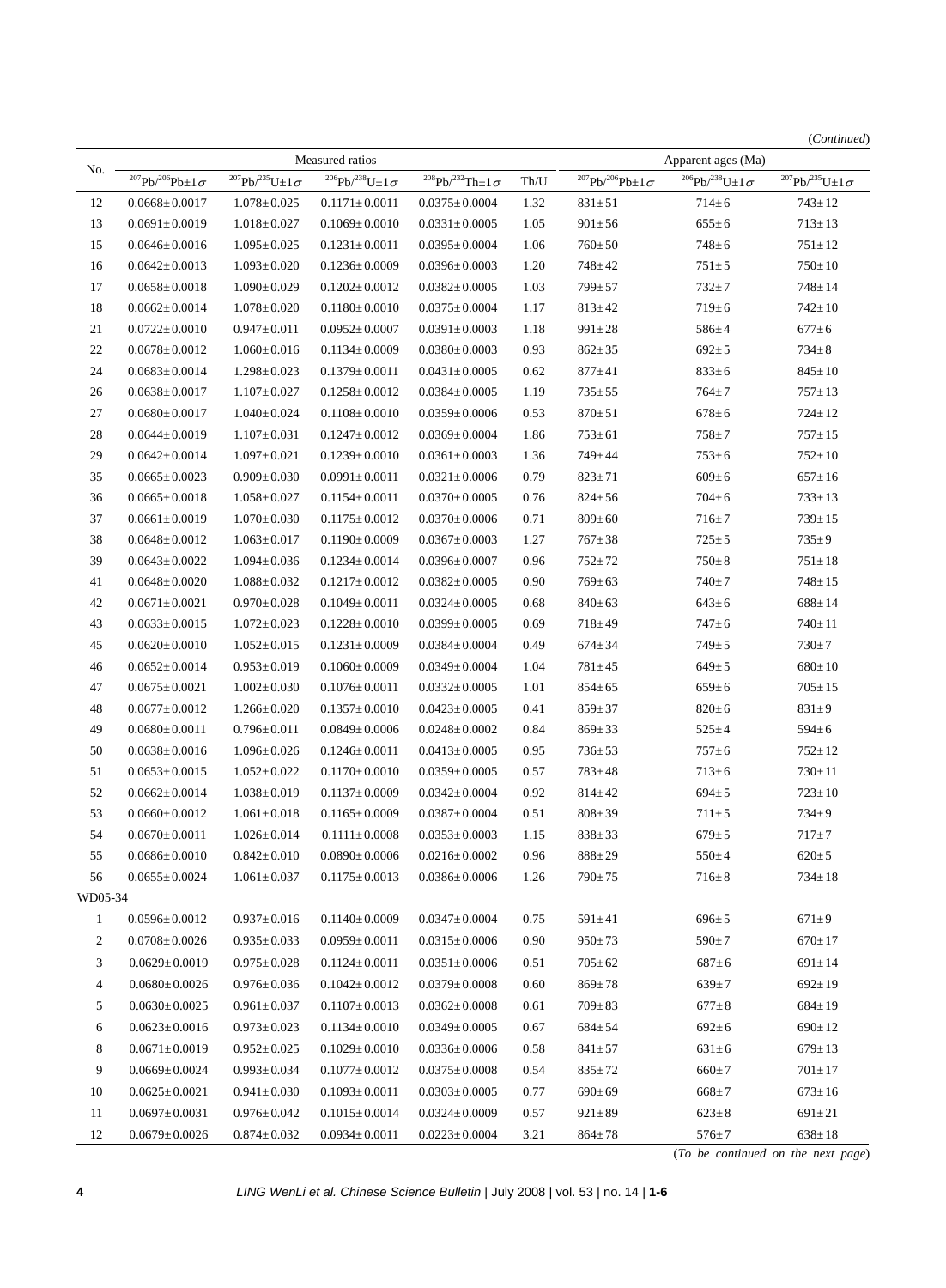(*Continued*)

| No. | Measured ratios | | | | | Apparent ages (Ma) | | |
|---|---|---|---|---|---|---|---|---|
| | $^{207}Pb/^{206}Pb\pm1\sigma$ | $^{207}Pb/^{235}U\pm1\sigma$ | $^{206}Pb/^{238}U\pm1\sigma$ | $^{208}Pb/^{232}Th\pm1\sigma$ | Th/U | $^{207}Pb/^{206}Pb\pm1\sigma$ | $^{206}Pb/^{238}U\pm1\sigma$ | $^{207}Pb/^{235}U\pm1\sigma$ |
| 12 | 0.0668±0.0017 | 1.078±0.025 | 0.1171±0.0011 | 0.0375±0.0004 | 1.32 | 831±51 | 714±6 | 743±12 |
| 13 | 0.0691±0.0019 | 1.018±0.027 | 0.1069±0.0010 | 0.0331±0.0005 | 1.05 | 901±56 | 655±6 | 713±13 |
| 15 | 0.0646±0.0016 | 1.095±0.025 | 0.1231±0.0011 | 0.0395±0.0004 | 1.06 | 760±50 | 748±6 | 751±12 |
| 16 | 0.0642±0.0013 | 1.093±0.020 | 0.1236±0.0009 | 0.0396±0.0003 | 1.20 | 748±42 | 751±5 | 750±10 |
| 17 | 0.0658±0.0018 | 1.090±0.029 | 0.1202±0.0012 | 0.0382±0.0005 | 1.03 | 799±57 | 732±7 | 748±14 |
| 18 | 0.0662±0.0014 | 1.078±0.020 | 0.1180±0.0010 | 0.0375±0.0004 | 1.17 | 813±42 | 719±6 | 742±10 |
| 21 | 0.0722±0.0010 | 0.947±0.011 | 0.0952±0.0007 | 0.0391±0.0003 | 1.18 | 991±28 | 586±4 | 677±6 |
| 22 | 0.0678±0.0012 | 1.060±0.016 | 0.1134±0.0009 | 0.0380±0.0003 | 0.93 | 862±35 | 692±5 | 734±8 |
| 24 | 0.0683±0.0014 | 1.298±0.023 | 0.1379±0.0011 | 0.0431±0.0005 | 0.62 | 877±41 | 833±6 | 845±10 |
| 26 | 0.0638±0.0017 | 1.107±0.027 | 0.1258±0.0012 | 0.0384±0.0005 | 1.19 | 735±55 | 764±7 | 757±13 |
| 27 | 0.0680±0.0017 | 1.040±0.024 | 0.1108±0.0010 | 0.0359±0.0006 | 0.53 | 870±51 | 678±6 | 724±12 |
| 28 | 0.0644±0.0019 | 1.107±0.031 | 0.1247±0.0012 | 0.0369±0.0004 | 1.86 | 753±61 | 758±7 | 757±15 |
| 29 | 0.0642±0.0014 | 1.097±0.021 | 0.1239±0.0010 | 0.0361±0.0003 | 1.36 | 749±44 | 753±6 | 752±10 |
| 35 | 0.0665±0.0023 | 0.909±0.030 | 0.0991±0.0011 | 0.0321±0.0006 | 0.79 | 823±71 | 609±6 | 657±16 |
| 36 | 0.0665±0.0018 | 1.058±0.027 | 0.1154±0.0011 | 0.0370±0.0005 | 0.76 | 824±56 | 704±6 | 733±13 |
| 37 | 0.0661±0.0019 | 1.070±0.030 | 0.1175±0.0012 | 0.0370±0.0006 | 0.71 | 809±60 | 716±7 | 739±15 |
| 38 | 0.0648±0.0012 | 1.063±0.017 | 0.1190±0.0009 | 0.0367±0.0003 | 1.27 | 767±38 | 725±5 | 735±9 |
| 39 | 0.0643±0.0022 | 1.094±0.036 | 0.1234±0.0014 | 0.0396±0.0007 | 0.96 | 752±72 | 750±8 | 751±18 |
| 41 | 0.0648±0.0020 | 1.088±0.032 | 0.1217±0.0012 | 0.0382±0.0005 | 0.90 | 769±63 | 740±7 | 748±15 |
| 42 | 0.0671±0.0021 | 0.970±0.028 | 0.1049±0.0011 | 0.0324±0.0005 | 0.68 | 840±63 | 643±6 | 688±14 |
| 43 | 0.0633±0.0015 | 1.072±0.023 | 0.1228±0.0010 | 0.0399±0.0005 | 0.69 | 718±49 | 747±6 | 740±11 |
| 45 | 0.0620±0.0010 | 1.052±0.015 | 0.1231±0.0009 | 0.0384±0.0004 | 0.49 | 674±34 | 749±5 | 730±7 |
| 46 | 0.0652±0.0014 | 0.953±0.019 | 0.1060±0.0009 | 0.0349±0.0004 | 1.04 | 781±45 | 649±5 | 680±10 |
| 47 | 0.0675±0.0021 | 1.002±0.030 | 0.1076±0.0011 | 0.0332±0.0005 | 1.01 | 854±65 | 659±6 | 705±15 |
| 48 | 0.0677±0.0012 | 1.266±0.020 | 0.1357±0.0010 | 0.0423±0.0005 | 0.41 | 859±37 | 820±6 | 831±9 |
| 49 | 0.0680±0.0011 | 0.796±0.011 | 0.0849±0.0006 | 0.0248±0.0002 | 0.84 | 869±33 | 525±4 | 594±6 |
| 50 | 0.0638±0.0016 | 1.096±0.026 | 0.1246±0.0011 | 0.0413±0.0005 | 0.95 | 736±53 | 757±6 | 752±12 |
| 51 | 0.0653±0.0015 | 1.052±0.022 | 0.1170±0.0010 | 0.0359±0.0005 | 0.57 | 783±48 | 713±6 | 730±11 |
| 52 | 0.0662±0.0014 | 1.038±0.019 | 0.1137±0.0009 | 0.0342±0.0004 | 0.92 | 814±42 | 694±5 | 723±10 |
| 53 | 0.0660±0.0012 | 1.061±0.018 | 0.1165±0.0009 | 0.0387±0.0004 | 0.51 | 808±39 | 711±5 | 734±9 |
| 54 | 0.0670±0.0011 | 1.026±0.014 | 0.1111±0.0008 | 0.0353±0.0003 | 1.15 | 838±33 | 679±5 | 717±7 |
| 55 | 0.0686±0.0010 | 0.842±0.010 | 0.0890±0.0006 | 0.0216±0.0002 | 0.96 | 888±29 | 550±4 | 620±5 |
| 56 | 0.0655±0.0024 | 1.061±0.037 | 0.1175±0.0013 | 0.0386±0.0006 | 1.26 | 790±75 | 716±8 | 734±18 |
| WD05-34 | | | | | | | | |
| 1 | 0.0596±0.0012 | 0.937±0.016 | 0.1140±0.0009 | 0.0347±0.0004 | 0.75 | 591±41 | 696±5 | 671±9 |
| 2 | 0.0708±0.0026 | 0.935±0.033 | 0.0959±0.0011 | 0.0315±0.0006 | 0.90 | 950±73 | 590±7 | 670±17 |
| 3 | 0.0629±0.0019 | 0.975±0.028 | 0.1124±0.0011 | 0.0351±0.0006 | 0.51 | 705±62 | 687±6 | 691±14 |
| 4 | 0.0680±0.0026 | 0.976±0.036 | 0.1042±0.0012 | 0.0379±0.0008 | 0.60 | 869±78 | 639±7 | 692±19 |
| 5 | 0.0630±0.0025 | 0.961±0.037 | 0.1107±0.0013 | 0.0362±0.0008 | 0.61 | 709±83 | 677±8 | 684±19 |
| 6 | 0.0623±0.0016 | 0.973±0.023 | 0.1134±0.0010 | 0.0349±0.0005 | 0.67 | 684±54 | 692±6 | 690±12 |
| 8 | 0.0671±0.0019 | 0.952±0.025 | 0.1029±0.0010 | 0.0336±0.0006 | 0.58 | 841±57 | 631±6 | 679±13 |
| 9 | 0.0669±0.0024 | 0.993±0.034 | 0.1077±0.0012 | 0.0375±0.0008 | 0.54 | 835±72 | 660±7 | 701±17 |
| 10 | 0.0625±0.0021 | 0.941±0.030 | 0.1093±0.0011 | 0.0303±0.0005 | 0.77 | 690±69 | 668±7 | 673±16 |
| 11 | 0.0697±0.0031 | 0.976±0.042 | 0.1015±0.0014 | 0.0324±0.0009 | 0.57 | 921±89 | 623±8 | 691±21 |
| 12 | 0.0679±0.0026 | 0.874±0.032 | 0.0934±0.0011 | 0.0223±0.0004 | 3.21 | 864±78 | 576±7 | 638±18 |

(*To be continued on the next page*)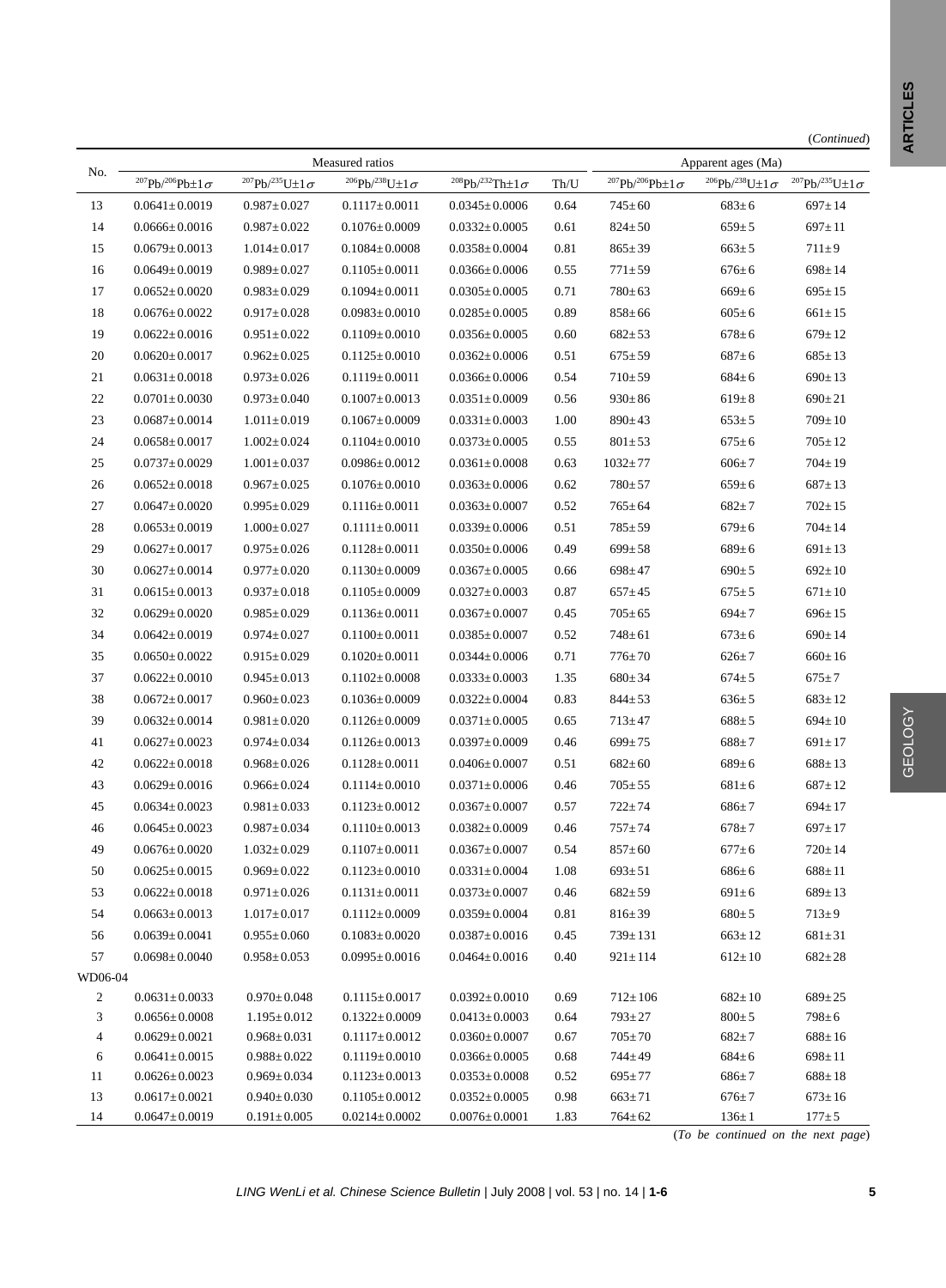(*Continued*)

| No. | Measured ratios | | | | | Apparent ages (Ma) | | |
|---|---|---|---|---|---|---|---|---|
| | $^{207}Pb/^{206}Pb\pm1\sigma$ | $^{207}Pb/^{235}U\pm1\sigma$ | $^{206}Pb/^{238}U\pm1\sigma$ | $^{208}Pb/^{232}Th\pm1\sigma$ | Th/U | $^{207}Pb/^{206}Pb\pm1\sigma$ | $^{206}Pb/^{238}U\pm1\sigma$ | $^{207}Pb/^{235}U\pm1\sigma$ |
| 13 | 0.0641±0.0019 | 0.987±0.027 | 0.1117±0.0011 | 0.0345±0.0006 | 0.64 | 745±60 | 683±6 | 697±14 |
| 14 | 0.0666±0.0016 | 0.987±0.022 | 0.1076±0.0009 | 0.0332±0.0005 | 0.61 | 824±50 | 659±5 | 697±11 |
| 15 | 0.0679±0.0013 | 1.014±0.017 | 0.1084±0.0008 | 0.0358±0.0004 | 0.81 | 865±39 | 663±5 | 711±9 |
| 16 | 0.0649±0.0019 | 0.989±0.027 | 0.1105±0.0011 | 0.0366±0.0006 | 0.55 | 771±59 | 676±6 | 698±14 |
| 17 | 0.0652±0.0020 | 0.983±0.029 | 0.1094±0.0011 | 0.0305±0.0005 | 0.71 | 780±63 | 669±6 | 695±15 |
| 18 | 0.0676±0.0022 | 0.917±0.028 | 0.0983±0.0010 | 0.0285±0.0005 | 0.89 | 858±66 | 605±6 | 661±15 |
| 19 | 0.0622±0.0016 | 0.951±0.022 | 0.1109±0.0010 | 0.0356±0.0005 | 0.60 | 682±53 | 678±6 | 679±12 |
| 20 | 0.0620±0.0017 | 0.962±0.025 | 0.1125±0.0010 | 0.0362±0.0006 | 0.51 | 675±59 | 687±6 | 685±13 |
| 21 | 0.0631±0.0018 | 0.973±0.026 | 0.1119±0.0011 | 0.0366±0.0006 | 0.54 | 710±59 | 684±6 | 690±13 |
| 22 | 0.0701±0.0030 | 0.973±0.040 | 0.1007±0.0013 | 0.0351±0.0009 | 0.56 | 930±86 | 619±8 | 690±21 |
| 23 | 0.0687±0.0014 | 1.011±0.019 | 0.1067±0.0009 | 0.0331±0.0003 | 1.00 | 890±43 | 653±5 | 709±10 |
| 24 | 0.0658±0.0017 | 1.002±0.024 | 0.1104±0.0010 | 0.0373±0.0005 | 0.55 | 801±53 | 675±6 | 705±12 |
| 25 | 0.0737±0.0029 | 1.001±0.037 | 0.0986±0.0012 | 0.0361±0.0008 | 0.63 | 1032±77 | 606±7 | 704±19 |
| 26 | 0.0652±0.0018 | 0.967±0.025 | 0.1076±0.0010 | 0.0363±0.0006 | 0.62 | 780±57 | 659±6 | 687±13 |
| 27 | 0.0647±0.0020 | 0.995±0.029 | 0.1116±0.0011 | 0.0363±0.0007 | 0.52 | 765±64 | 682±7 | 702±15 |
| 28 | 0.0653±0.0019 | 1.000±0.027 | 0.1111±0.0011 | 0.0339±0.0006 | 0.51 | 785±59 | 679±6 | 704±14 |
| 29 | 0.0627±0.0017 | 0.975±0.026 | 0.1128±0.0011 | 0.0350±0.0006 | 0.49 | 699±58 | 689±6 | 691±13 |
| 30 | 0.0627±0.0014 | 0.977±0.020 | 0.1130±0.0009 | 0.0367±0.0005 | 0.66 | 698±47 | 690±5 | 692±10 |
| 31 | 0.0615±0.0013 | 0.937±0.018 | 0.1105±0.0009 | 0.0327±0.0003 | 0.87 | 657±45 | 675±5 | 671±10 |
| 32 | 0.0629±0.0020 | 0.985±0.029 | 0.1136±0.0011 | 0.0367±0.0007 | 0.45 | 705±65 | 694±7 | 696±15 |
| 34 | 0.0642±0.0019 | 0.974±0.027 | 0.1100±0.0011 | 0.0385±0.0007 | 0.52 | 748±61 | 673±6 | 690±14 |
| 35 | 0.0650±0.0022 | 0.915±0.029 | 0.1020±0.0011 | 0.0344±0.0006 | 0.71 | 776±70 | 626±7 | 660±16 |
| 37 | 0.0622±0.0010 | 0.945±0.013 | 0.1102±0.0008 | 0.0333±0.0003 | 1.35 | 680±34 | 674±5 | 675±7 |
| 38 | 0.0672±0.0017 | 0.960±0.023 | 0.1036±0.0009 | 0.0322±0.0004 | 0.83 | 844±53 | 636±5 | 683±12 |
| 39 | 0.0632±0.0014 | 0.981±0.020 | 0.1126±0.0009 | 0.0371±0.0005 | 0.65 | 713±47 | 688±5 | 694±10 |
| 41 | 0.0627±0.0023 | 0.974±0.034 | 0.1126±0.0013 | 0.0397±0.0009 | 0.46 | 699±75 | 688±7 | 691±17 |
| 42 | 0.0622±0.0018 | 0.968±0.026 | 0.1128±0.0011 | 0.0406±0.0007 | 0.51 | 682±60 | 689±6 | 688±13 |
| 43 | 0.0629±0.0016 | 0.966±0.024 | 0.1114±0.0010 | 0.0371±0.0006 | 0.46 | 705±55 | 681±6 | 687±12 |
| 45 | 0.0634±0.0023 | 0.981±0.033 | 0.1123±0.0012 | 0.0367±0.0007 | 0.57 | 722±74 | 686±7 | 694±17 |
| 46 | 0.0645±0.0023 | 0.987±0.034 | 0.1110±0.0013 | 0.0382±0.0009 | 0.46 | 757±74 | 678±7 | 697±17 |
| 49 | 0.0676±0.0020 | 1.032±0.029 | 0.1107±0.0011 | 0.0367±0.0007 | 0.54 | 857±60 | 677±6 | 720±14 |
| 50 | 0.0625±0.0015 | 0.969±0.022 | 0.1123±0.0010 | 0.0331±0.0004 | 1.08 | 693±51 | 686±6 | 688±11 |
| 53 | 0.0622±0.0018 | 0.971±0.026 | 0.1131±0.0011 | 0.0373±0.0007 | 0.46 | 682±59 | 691±6 | 689±13 |
| 54 | 0.0663±0.0013 | 1.017±0.017 | 0.1112±0.0009 | 0.0359±0.0004 | 0.81 | 816±39 | 680±5 | 713±9 |
| 56 | 0.0639±0.0041 | 0.955±0.060 | 0.1083±0.0020 | 0.0387±0.0016 | 0.45 | 739±131 | 663±12 | 681±31 |
| 57 | 0.0698±0.0040 | 0.958±0.053 | 0.0995±0.0016 | 0.0464±0.0016 | 0.40 | 921±114 | 612±10 | 682±28 |
| WD06-04 | | | | | | | | |
| 2 | 0.0631±0.0033 | 0.970±0.048 | 0.1115±0.0017 | 0.0392±0.0010 | 0.69 | 712±106 | 682±10 | 689±25 |
| 3 | 0.0656±0.0008 | 1.195±0.012 | 0.1322±0.0009 | 0.0413±0.0003 | 0.64 | 793±27 | 800±5 | 798±6 |
| 4 | 0.0629±0.0021 | 0.968±0.031 | 0.1117±0.0012 | 0.0360±0.0007 | 0.67 | 705±70 | 682±7 | 688±16 |
| 6 | 0.0641±0.0015 | 0.988±0.022 | 0.1119±0.0010 | 0.0366±0.0005 | 0.68 | 744±49 | 684±6 | 698±11 |
| 11 | 0.0626±0.0023 | 0.969±0.034 | 0.1123±0.0013 | 0.0353±0.0008 | 0.52 | 695±77 | 686±7 | 688±18 |
| 13 | 0.0617±0.0021 | 0.940±0.030 | 0.1105±0.0012 | 0.0352±0.0005 | 0.98 | 663±71 | 676±7 | 673±16 |
| 14 | 0.0647±0.0019 | 0.191±0.005 | 0.0214±0.0002 | 0.0076±0.0001 | 1.83 | 764±62 | 136±1 | 177±5 |

(*To be continued on the next page*)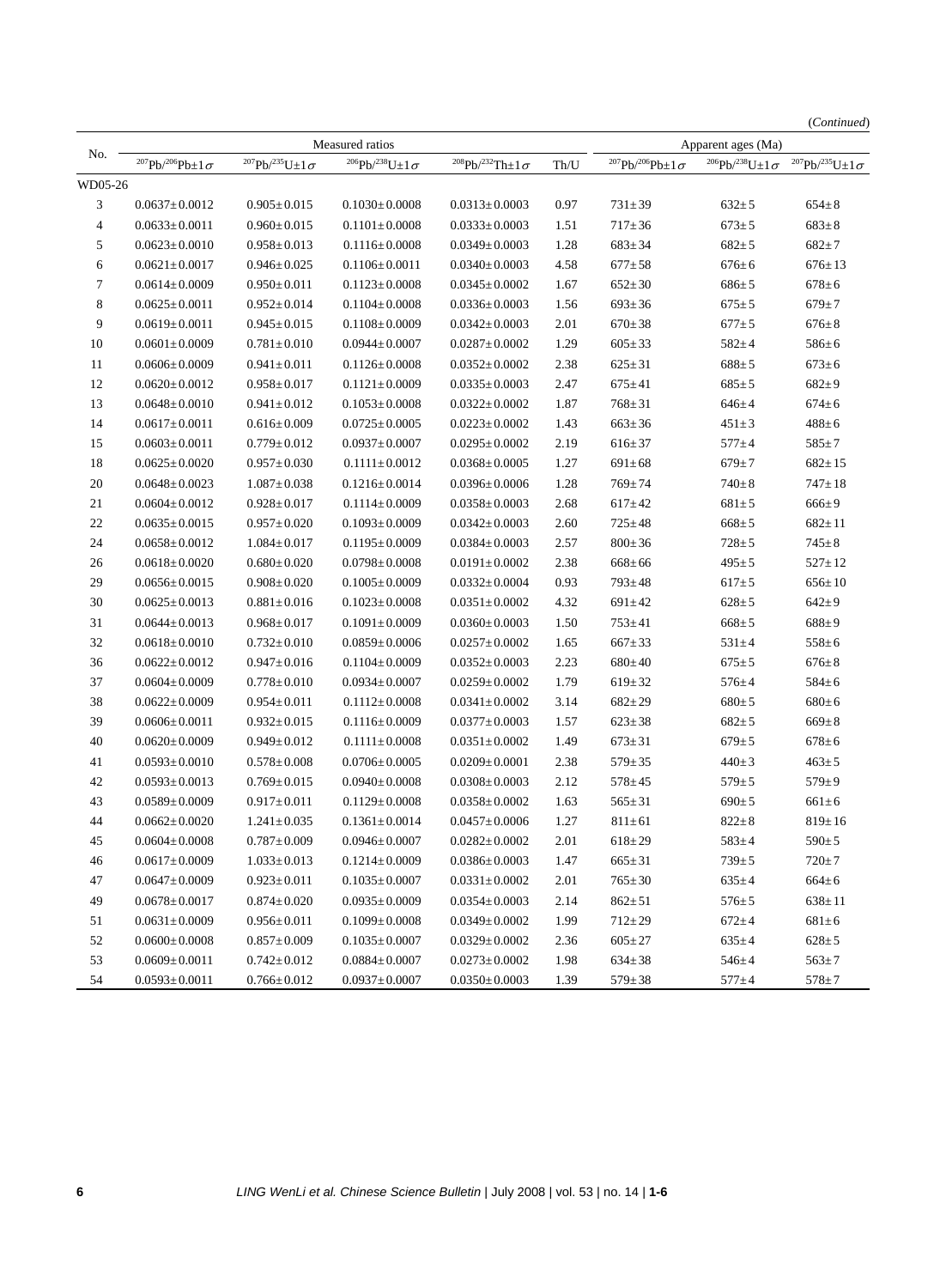(*Continued*)

| No. | Measured ratios | | | | | Apparent ages (Ma) | | |
|---|---|---|---|---|---|---|---|---|
| | $^{207}Pb/^{206}Pb\pm1\sigma$ | $^{207}Pb/^{235}U\pm1\sigma$ | $^{206}Pb/^{238}U\pm1\sigma$ | $^{208}Pb/^{232}Th\pm1\sigma$ | Th/U | $^{207}Pb/^{206}Pb\pm1\sigma$ | $^{206}Pb/^{238}U\pm1\sigma$ | $^{207}Pb/^{235}U\pm1\sigma$ |
| WD05-26 | | | | | | | | |
| 3 | 0.0637±0.0012 | 0.905±0.015 | 0.1030±0.0008 | 0.0313±0.0003 | 0.97 | 731±39 | 632±5 | 654±8 |
| 4 | 0.0633±0.0011 | 0.960±0.015 | 0.1101±0.0008 | 0.0333±0.0003 | 1.51 | 717±36 | 673±5 | 683±8 |
| 5 | 0.0623±0.0010 | 0.958±0.013 | 0.1116±0.0008 | 0.0349±0.0003 | 1.28 | 683±34 | 682±5 | 682±7 |
| 6 | 0.0621±0.0017 | 0.946±0.025 | 0.1106±0.0011 | 0.0340±0.0003 | 4.58 | 677±58 | 676±6 | 676±13 |
| 7 | 0.0614±0.0009 | 0.950±0.011 | 0.1123±0.0008 | 0.0345±0.0002 | 1.67 | 652±30 | 686±5 | 678±6 |
| 8 | 0.0625±0.0011 | 0.952±0.014 | 0.1104±0.0008 | 0.0336±0.0003 | 1.56 | 693±36 | 675±5 | 679±7 |
| 9 | 0.0619±0.0011 | 0.945±0.015 | 0.1108±0.0009 | 0.0342±0.0003 | 2.01 | 670±38 | 677±5 | 676±8 |
| 10 | 0.0601±0.0009 | 0.781±0.010 | 0.0944±0.0007 | 0.0287±0.0002 | 1.29 | 605±33 | 582±4 | 586±6 |
| 11 | 0.0606±0.0009 | 0.941±0.011 | 0.1126±0.0008 | 0.0352±0.0002 | 2.38 | 625±31 | 688±5 | 673±6 |
| 12 | 0.0620±0.0012 | 0.958±0.017 | 0.1121±0.0009 | 0.0335±0.0003 | 2.47 | 675±41 | 685±5 | 682±9 |
| 13 | 0.0648±0.0010 | 0.941±0.012 | 0.1053±0.0008 | 0.0322±0.0002 | 1.87 | 768±31 | 646±4 | 674±6 |
| 14 | 0.0617±0.0011 | 0.616±0.009 | 0.0725±0.0005 | 0.0223±0.0002 | 1.43 | 663±36 | 451±3 | 488±6 |
| 15 | 0.0603±0.0011 | 0.779±0.012 | 0.0937±0.0007 | 0.0295±0.0002 | 2.19 | 616±37 | 577±4 | 585±7 |
| 18 | 0.0625±0.0020 | 0.957±0.030 | 0.1111±0.0012 | 0.0368±0.0005 | 1.27 | 691±68 | 679±7 | 682±15 |
| 20 | 0.0648±0.0023 | 1.087±0.038 | 0.1216±0.0014 | 0.0396±0.0006 | 1.28 | 769±74 | 740±8 | 747±18 |
| 21 | 0.0604±0.0012 | 0.928±0.017 | 0.1114±0.0009 | 0.0358±0.0003 | 2.68 | 617±42 | 681±5 | 666±9 |
| 22 | 0.0635±0.0015 | 0.957±0.020 | 0.1093±0.0009 | 0.0342±0.0003 | 2.60 | 725±48 | 668±5 | 682±11 |
| 24 | 0.0658±0.0012 | 1.084±0.017 | 0.1195±0.0009 | 0.0384±0.0003 | 2.57 | 800±36 | 728±5 | 745±8 |
| 26 | 0.0618±0.0020 | 0.680±0.020 | 0.0798±0.0008 | 0.0191±0.0002 | 2.38 | 668±66 | 495±5 | 527±12 |
| 29 | 0.0656±0.0015 | 0.908±0.020 | 0.1005±0.0009 | 0.0332±0.0004 | 0.93 | 793±48 | 617±5 | 656±10 |
| 30 | 0.0625±0.0013 | 0.881±0.016 | 0.1023±0.0008 | 0.0351±0.0002 | 4.32 | 691±42 | 628±5 | 642±9 |
| 31 | 0.0644±0.0013 | 0.968±0.017 | 0.1091±0.0009 | 0.0360±0.0003 | 1.50 | 753±41 | 668±5 | 688±9 |
| 32 | 0.0618±0.0010 | 0.732±0.010 | 0.0859±0.0006 | 0.0257±0.0002 | 1.65 | 667±33 | 531±4 | 558±6 |
| 36 | 0.0622±0.0012 | 0.947±0.016 | 0.1104±0.0009 | 0.0352±0.0003 | 2.23 | 680±40 | 675±5 | 676±8 |
| 37 | 0.0604±0.0009 | 0.778±0.010 | 0.0934±0.0007 | 0.0259±0.0002 | 1.79 | 619±32 | 576±4 | 584±6 |
| 38 | 0.0622±0.0009 | 0.954±0.011 | 0.1112±0.0008 | 0.0341±0.0002 | 3.14 | 682±29 | 680±5 | 680±6 |
| 39 | 0.0606±0.0011 | 0.932±0.015 | 0.1116±0.0009 | 0.0377±0.0003 | 1.57 | 623±38 | 682±5 | 669±8 |
| 40 | 0.0620±0.0009 | 0.949±0.012 | 0.1111±0.0008 | 0.0351±0.0002 | 1.49 | 673±31 | 679±5 | 678±6 |
| 41 | 0.0593±0.0010 | 0.578±0.008 | 0.0706±0.0005 | 0.0209±0.0001 | 2.38 | 579±35 | 440±3 | 463±5 |
| 42 | 0.0593±0.0013 | 0.769±0.015 | 0.0940±0.0008 | 0.0308±0.0003 | 2.12 | 578±45 | 579±5 | 579±9 |
| 43 | 0.0589±0.0009 | 0.917±0.011 | 0.1129±0.0008 | 0.0358±0.0002 | 1.63 | 565±31 | 690±5 | 661±6 |
| 44 | 0.0662±0.0020 | 1.241±0.035 | 0.1361±0.0014 | 0.0457±0.0006 | 1.27 | 811±61 | 822±8 | 819±16 |
| 45 | 0.0604±0.0008 | 0.787±0.009 | 0.0946±0.0007 | 0.0282±0.0002 | 2.01 | 618±29 | 583±4 | 590±5 |
| 46 | 0.0617±0.0009 | 1.033±0.013 | 0.1214±0.0009 | 0.0386±0.0003 | 1.47 | 665±31 | 739±5 | 720±7 |
| 47 | 0.0647±0.0009 | 0.923±0.011 | 0.1035±0.0007 | 0.0331±0.0002 | 2.01 | 765±30 | 635±4 | 664±6 |
| 49 | 0.0678±0.0017 | 0.874±0.020 | 0.0935±0.0009 | 0.0354±0.0003 | 2.14 | 862±51 | 576±5 | 638±11 |
| 51 | 0.0631±0.0009 | 0.956±0.011 | 0.1099±0.0008 | 0.0349±0.0002 | 1.99 | 712±29 | 672±4 | 681±6 |
| 52 | 0.0600±0.0008 | 0.857±0.009 | 0.1035±0.0007 | 0.0329±0.0002 | 2.36 | 605±27 | 635±4 | 628±5 |
| 53 | 0.0609±0.0011 | 0.742±0.012 | 0.0884±0.0007 | 0.0273±0.0002 | 1.98 | 634±38 | 546±4 | 563±7 |
| 54 | 0.0593±0.0011 | 0.766±0.012 | 0.0937±0.0007 | 0.0350±0.0003 | 1.39 | 579±38 | 577±4 | 578±7 |